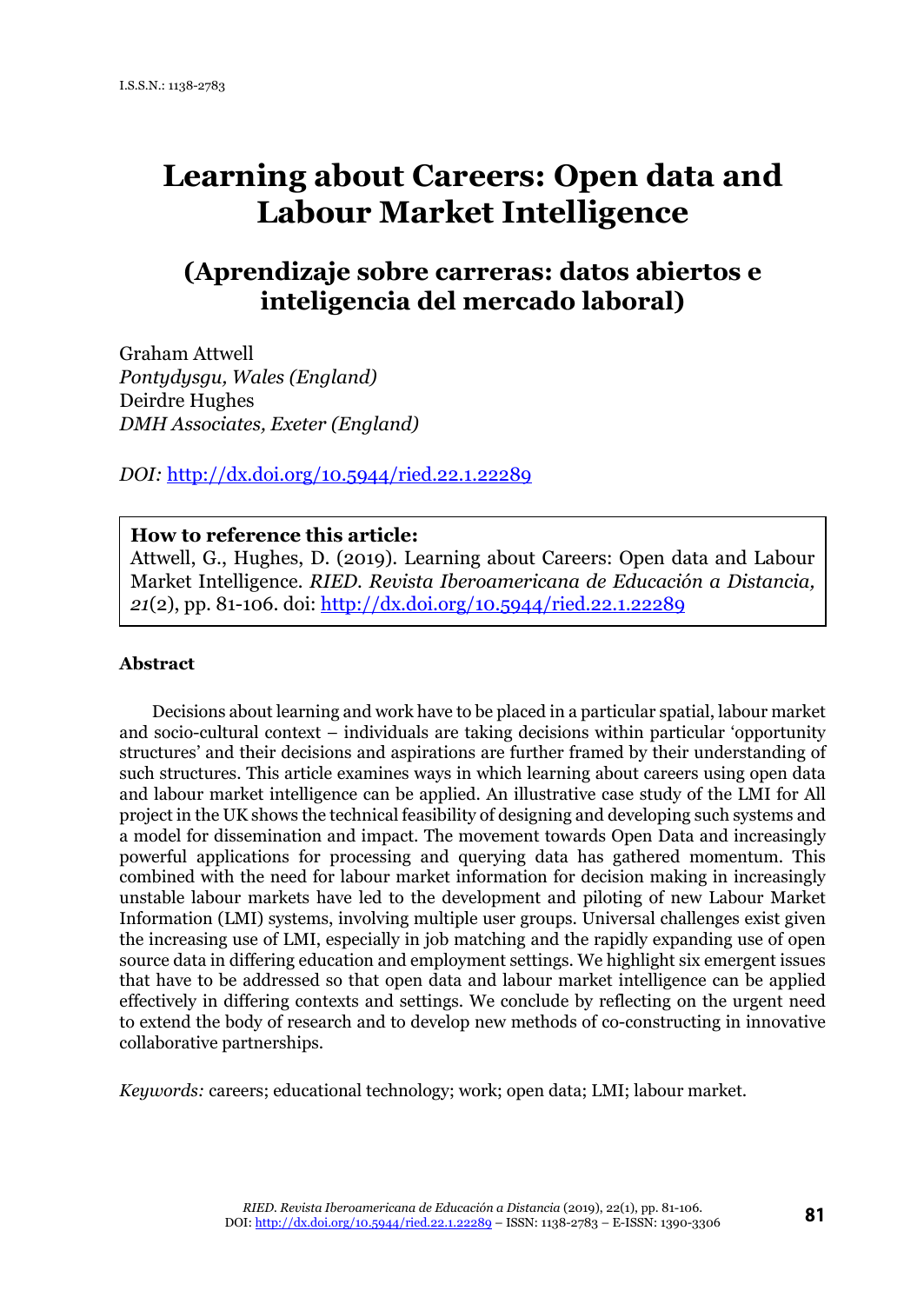I.S.S.N.: 1138-2783

# Learning about Careers: Open data and Labour Market Intelligence

## (Aprendizaje sobre carreras: datos abiertos e inteligencia del mercado laboral)

Graham Attwell
*Pontydysgu, Wales (England)*
Deirdre Hughes
*DMH Associates, Exeter (England)*

*DOI:* http://dx.doi.org/10.5944/ried.22.1.22289

**How to reference this article:**
Attwell, G., Hughes, D. (2019). Learning about Careers: Open data and Labour Market Intelligence. *RIED. Revista Iberoamericana de Educación a Distancia, 21*(2), pp. 81-106. doi: http://dx.doi.org/10.5944/ried.22.1.22289

### Abstract

Decisions about learning and work have to be placed in a particular spatial, labour market and socio-cultural context – individuals are taking decisions within particular 'opportunity structures' and their decisions and aspirations are further framed by their understanding of such structures. This article examines ways in which learning about careers using open data and labour market intelligence can be applied. An illustrative case study of the LMI for All project in the UK shows the technical feasibility of designing and developing such systems and a model for dissemination and impact. The movement towards Open Data and increasingly powerful applications for processing and querying data has gathered momentum. This combined with the need for labour market information for decision making in increasingly unstable labour markets have led to the development and piloting of new Labour Market Information (LMI) systems, involving multiple user groups. Universal challenges exist given the increasing use of LMI, especially in job matching and the rapidly expanding use of open source data in differing education and employment settings. We highlight six emergent issues that have to be addressed so that open data and labour market intelligence can be applied effectively in differing contexts and settings. We conclude by reflecting on the urgent need to extend the body of research and to develop new methods of co-constructing in innovative collaborative partnerships.

*Keywords:* careers; educational technology; work; open data; LMI; labour market.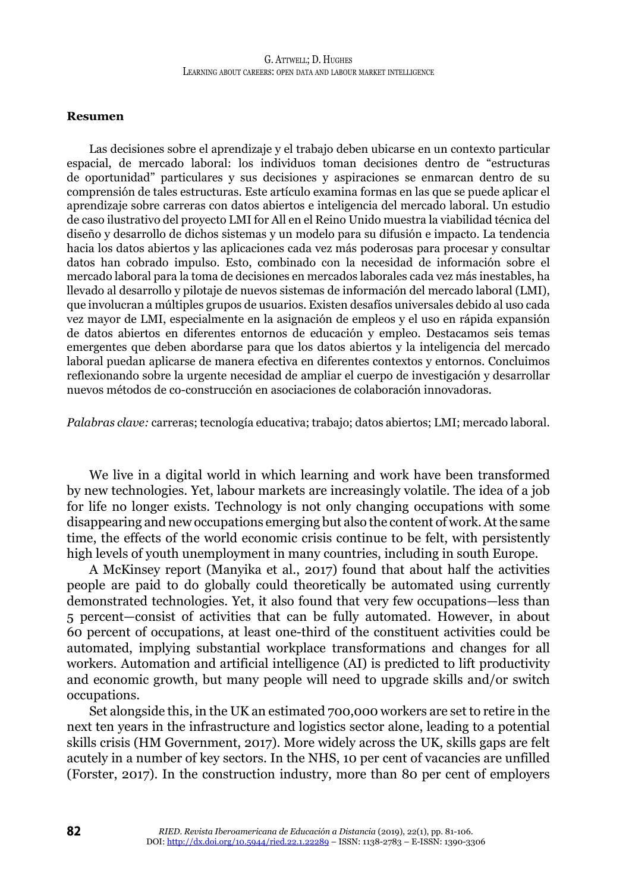**Resumen**

Las decisiones sobre el aprendizaje y el trabajo deben ubicarse en un contexto particular espacial, de mercado laboral: los individuos toman decisiones dentro de "estructuras de oportunidad" particulares y sus decisiones y aspiraciones se enmarcan dentro de su comprensión de tales estructuras. Este artículo examina formas en las que se puede aplicar el aprendizaje sobre carreras con datos abiertos e inteligencia del mercado laboral. Un estudio de caso ilustrativo del proyecto LMI for All en el Reino Unido muestra la viabilidad técnica del diseño y desarrollo de dichos sistemas y un modelo para su difusión e impacto. La tendencia hacia los datos abiertos y las aplicaciones cada vez más poderosas para procesar y consultar datos han cobrado impulso. Esto, combinado con la necesidad de información sobre el mercado laboral para la toma de decisiones en mercados laborales cada vez más inestables, ha llevado al desarrollo y pilotaje de nuevos sistemas de información del mercado laboral (LMI), que involucran a múltiples grupos de usuarios. Existen desafíos universales debido al uso cada vez mayor de LMI, especialmente en la asignación de empleos y el uso en rápida expansión de datos abiertos en diferentes entornos de educación y empleo. Destacamos seis temas emergentes que deben abordarse para que los datos abiertos y la inteligencia del mercado laboral puedan aplicarse de manera efectiva en diferentes contextos y entornos. Concluimos reflexionando sobre la urgente necesidad de ampliar el cuerpo de investigación y desarrollar nuevos métodos de co-construcción en asociaciones de colaboración innovadoras.

*Palabras clave:* carreras; tecnología educativa; trabajo; datos abiertos; LMI; mercado laboral.

We live in a digital world in which learning and work have been transformed by new technologies. Yet, labour markets are increasingly volatile. The idea of a job for life no longer exists. Technology is not only changing occupations with some disappearing and new occupations emerging but also the content of work. At the same time, the effects of the world economic crisis continue to be felt, with persistently high levels of youth unemployment in many countries, including in south Europe.

A McKinsey report (Manyika et al., 2017) found that about half the activities people are paid to do globally could theoretically be automated using currently demonstrated technologies. Yet, it also found that very few occupations—less than 5 percent—consist of activities that can be fully automated. However, in about 60 percent of occupations, at least one-third of the constituent activities could be automated, implying substantial workplace transformations and changes for all workers. Automation and artificial intelligence (AI) is predicted to lift productivity and economic growth, but many people will need to upgrade skills and/or switch occupations.

Set alongside this, in the UK an estimated 700,000 workers are set to retire in the next ten years in the infrastructure and logistics sector alone, leading to a potential skills crisis (HM Government, 2017). More widely across the UK, skills gaps are felt acutely in a number of key sectors. In the NHS, 10 per cent of vacancies are unfilled (Forster, 2017). In the construction industry, more than 80 per cent of employers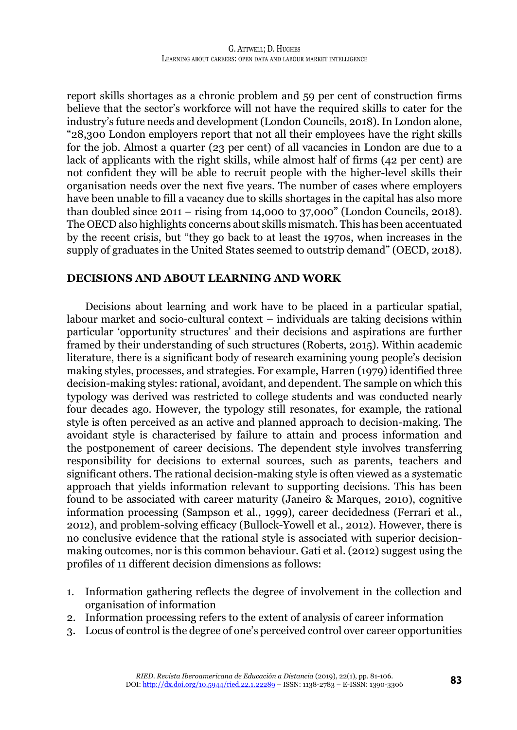report skills shortages as a chronic problem and 59 per cent of construction firms believe that the sector's workforce will not have the required skills to cater for the industry's future needs and development (London Councils, 2018). In London alone, "28,300 London employers report that not all their employees have the right skills for the job. Almost a quarter (23 per cent) of all vacancies in London are due to a lack of applicants with the right skills, while almost half of firms (42 per cent) are not confident they will be able to recruit people with the higher-level skills their organisation needs over the next five years. The number of cases where employers have been unable to fill a vacancy due to skills shortages in the capital has also more than doubled since 2011 – rising from 14,000 to 37,000" (London Councils, 2018). The OECD also highlights concerns about skills mismatch. This has been accentuated by the recent crisis, but "they go back to at least the 1970s, when increases in the supply of graduates in the United States seemed to outstrip demand" (OECD, 2018).

## DECISIONS AND ABOUT LEARNING AND WORK

Decisions about learning and work have to be placed in a particular spatial, labour market and socio-cultural context – individuals are taking decisions within particular 'opportunity structures' and their decisions and aspirations are further framed by their understanding of such structures (Roberts, 2015). Within academic literature, there is a significant body of research examining young people's decision making styles, processes, and strategies. For example, Harren (1979) identified three decision-making styles: rational, avoidant, and dependent. The sample on which this typology was derived was restricted to college students and was conducted nearly four decades ago. However, the typology still resonates, for example, the rational style is often perceived as an active and planned approach to decision-making. The avoidant style is characterised by failure to attain and process information and the postponement of career decisions. The dependent style involves transferring responsibility for decisions to external sources, such as parents, teachers and significant others. The rational decision-making style is often viewed as a systematic approach that yields information relevant to supporting decisions. This has been found to be associated with career maturity (Janeiro & Marques, 2010), cognitive information processing (Sampson et al., 1999), career decidedness (Ferrari et al., 2012), and problem-solving efficacy (Bullock-Yowell et al., 2012). However, there is no conclusive evidence that the rational style is associated with superior decision-making outcomes, nor is this common behaviour. Gati et al. (2012) suggest using the profiles of 11 different decision dimensions as follows:

1. Information gathering reflects the degree of involvement in the collection and organisation of information
2. Information processing refers to the extent of analysis of career information
3. Locus of control is the degree of one's perceived control over career opportunities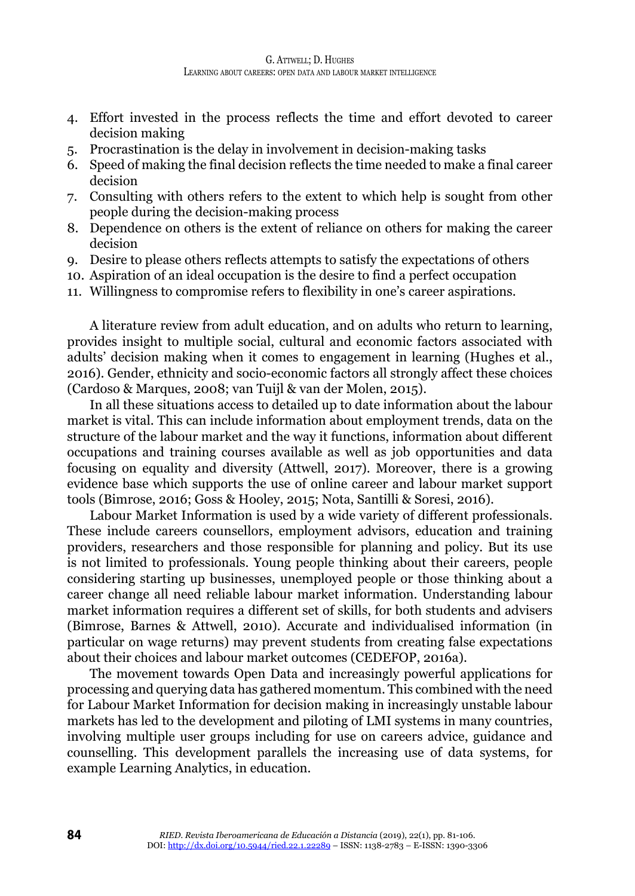4. Effort invested in the process reflects the time and effort devoted to career decision making
5. Procrastination is the delay in involvement in decision-making tasks
6. Speed of making the final decision reflects the time needed to make a final career decision
7. Consulting with others refers to the extent to which help is sought from other people during the decision-making process
8. Dependence on others is the extent of reliance on others for making the career decision
9. Desire to please others reflects attempts to satisfy the expectations of others
10. Aspiration of an ideal occupation is the desire to find a perfect occupation
11. Willingness to compromise refers to flexibility in one's career aspirations.

A literature review from adult education, and on adults who return to learning, provides insight to multiple social, cultural and economic factors associated with adults' decision making when it comes to engagement in learning (Hughes et al., 2016). Gender, ethnicity and socio-economic factors all strongly affect these choices (Cardoso & Marques, 2008; van Tuijl & van der Molen, 2015).

In all these situations access to detailed up to date information about the labour market is vital. This can include information about employment trends, data on the structure of the labour market and the way it functions, information about different occupations and training courses available as well as job opportunities and data focusing on equality and diversity (Attwell, 2017). Moreover, there is a growing evidence base which supports the use of online career and labour market support tools (Bimrose, 2016; Goss & Hooley, 2015; Nota, Santilli & Soresi, 2016).

Labour Market Information is used by a wide variety of different professionals. These include careers counsellors, employment advisors, education and training providers, researchers and those responsible for planning and policy. But its use is not limited to professionals. Young people thinking about their careers, people considering starting up businesses, unemployed people or those thinking about a career change all need reliable labour market information. Understanding labour market information requires a different set of skills, for both students and advisers (Bimrose, Barnes & Attwell, 2010). Accurate and individualised information (in particular on wage returns) may prevent students from creating false expectations about their choices and labour market outcomes (CEDEFOP, 2016a).

The movement towards Open Data and increasingly powerful applications for processing and querying data has gathered momentum. This combined with the need for Labour Market Information for decision making in increasingly unstable labour markets has led to the development and piloting of LMI systems in many countries, involving multiple user groups including for use on careers advice, guidance and counselling. This development parallels the increasing use of data systems, for example Learning Analytics, in education.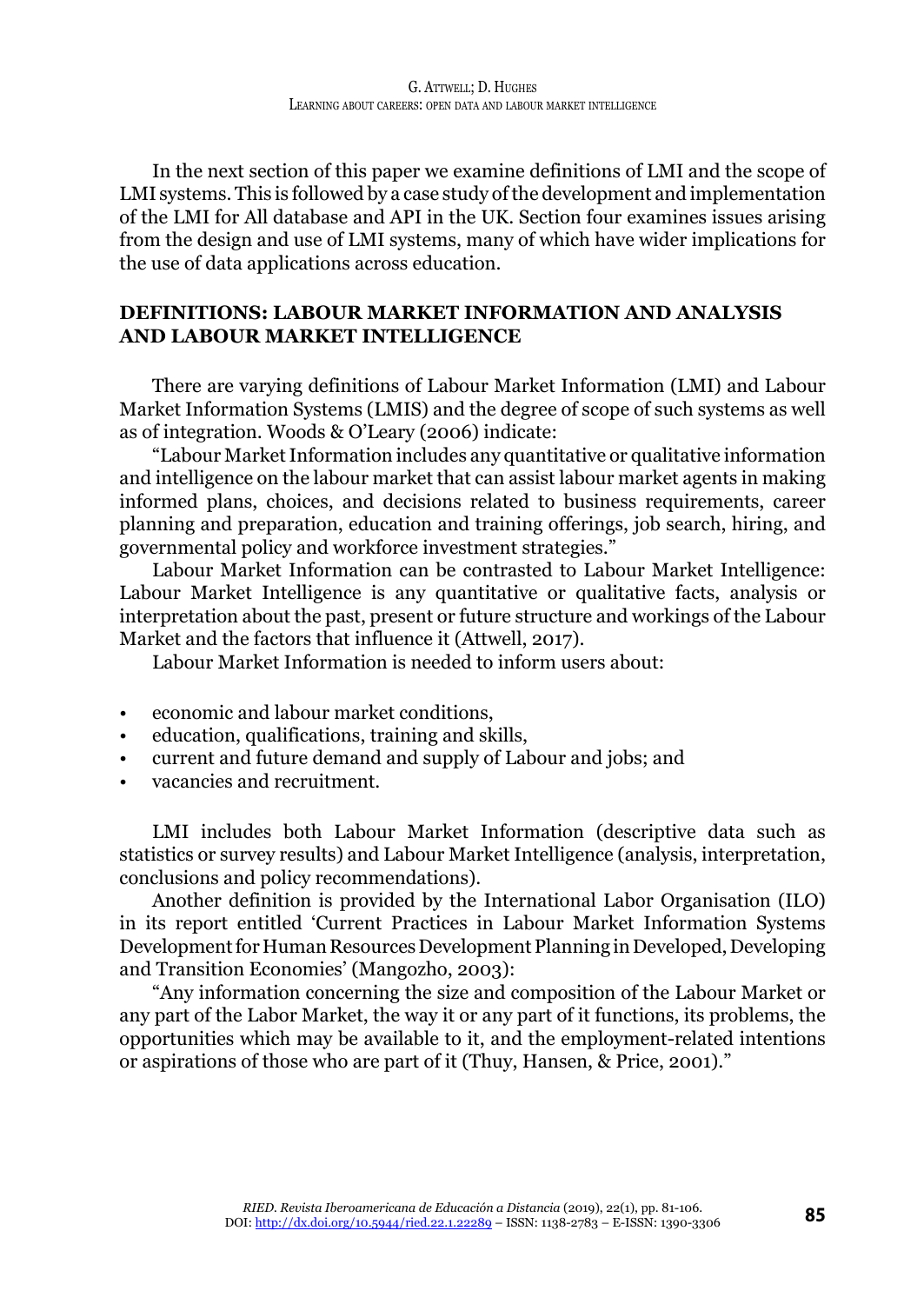In the next section of this paper we examine definitions of LMI and the scope of LMI systems. This is followed by a case study of the development and implementation of the LMI for All database and API in the UK. Section four examines issues arising from the design and use of LMI systems, many of which have wider implications for the use of data applications across education.

## DEFINITIONS: LABOUR MARKET INFORMATION AND ANALYSIS AND LABOUR MARKET INTELLIGENCE

There are varying definitions of Labour Market Information (LMI) and Labour Market Information Systems (LMIS) and the degree of scope of such systems as well as of integration. Woods & O'Leary (2006) indicate:

"Labour Market Information includes any quantitative or qualitative information and intelligence on the labour market that can assist labour market agents in making informed plans, choices, and decisions related to business requirements, career planning and preparation, education and training offerings, job search, hiring, and governmental policy and workforce investment strategies."

Labour Market Information can be contrasted to Labour Market Intelligence: Labour Market Intelligence is any quantitative or qualitative facts, analysis or interpretation about the past, present or future structure and workings of the Labour Market and the factors that influence it (Attwell, 2017).

Labour Market Information is needed to inform users about:

- economic and labour market conditions,
- education, qualifications, training and skills,
- current and future demand and supply of Labour and jobs; and
- vacancies and recruitment.

LMI includes both Labour Market Information (descriptive data such as statistics or survey results) and Labour Market Intelligence (analysis, interpretation, conclusions and policy recommendations).

Another definition is provided by the International Labor Organisation (ILO) in its report entitled 'Current Practices in Labour Market Information Systems Development for Human Resources Development Planning in Developed, Developing and Transition Economies' (Mangozho, 2003):

"Any information concerning the size and composition of the Labour Market or any part of the Labor Market, the way it or any part of it functions, its problems, the opportunities which may be available to it, and the employment-related intentions or aspirations of those who are part of it (Thuy, Hansen, & Price, 2001)."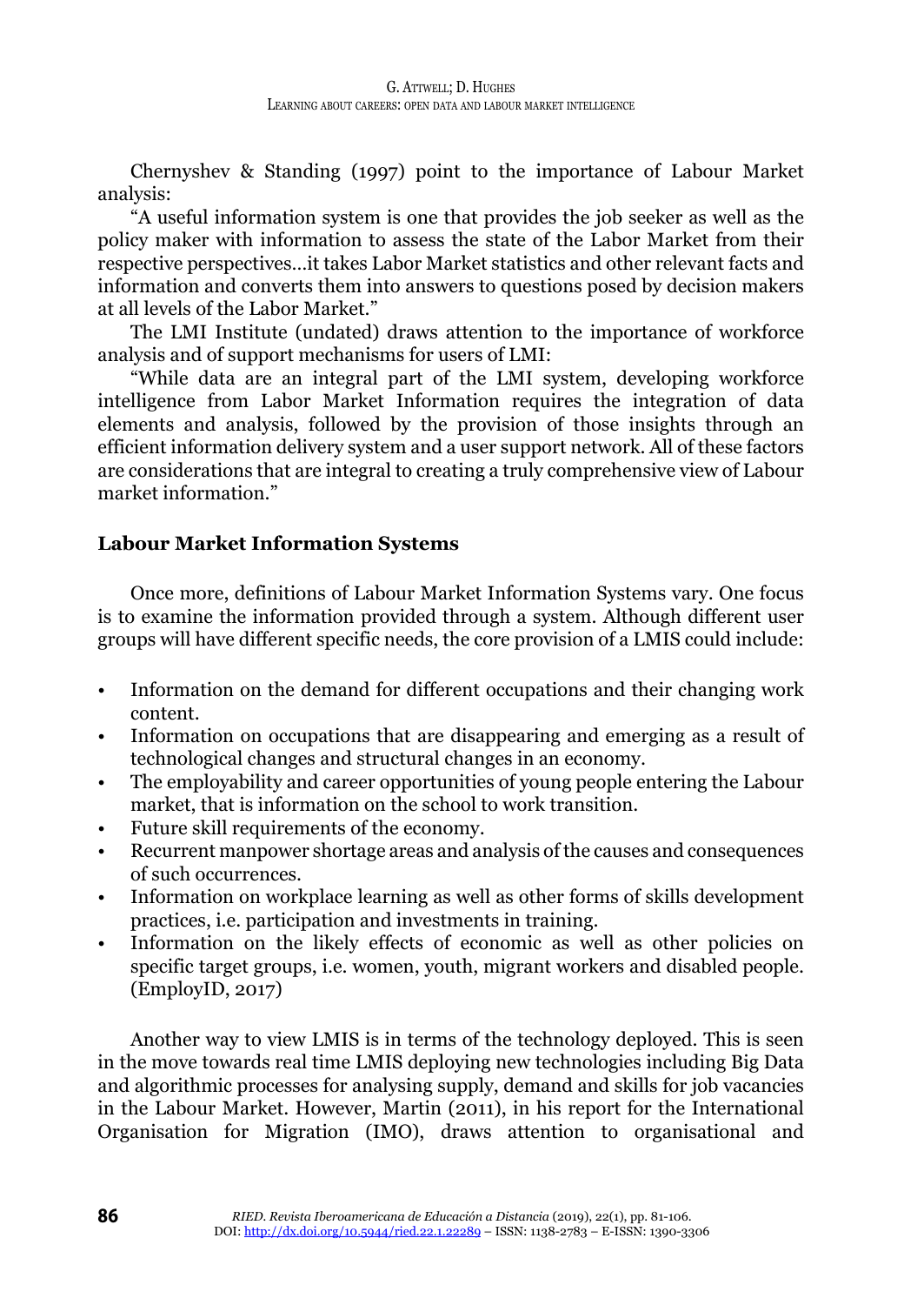Chernyshev & Standing (1997) point to the importance of Labour Market analysis:

"A useful information system is one that provides the job seeker as well as the policy maker with information to assess the state of the Labor Market from their respective perspectives…it takes Labor Market statistics and other relevant facts and information and converts them into answers to questions posed by decision makers at all levels of the Labor Market."

The LMI Institute (undated) draws attention to the importance of workforce analysis and of support mechanisms for users of LMI:

"While data are an integral part of the LMI system, developing workforce intelligence from Labor Market Information requires the integration of data elements and analysis, followed by the provision of those insights through an efficient information delivery system and a user support network. All of these factors are considerations that are integral to creating a truly comprehensive view of Labour market information."

## Labour Market Information Systems

Once more, definitions of Labour Market Information Systems vary. One focus is to examine the information provided through a system. Although different user groups will have different specific needs, the core provision of a LMIS could include:

- Information on the demand for different occupations and their changing work content.
- Information on occupations that are disappearing and emerging as a result of technological changes and structural changes in an economy.
- The employability and career opportunities of young people entering the Labour market, that is information on the school to work transition.
- Future skill requirements of the economy.
- Recurrent manpower shortage areas and analysis of the causes and consequences of such occurrences.
- Information on workplace learning as well as other forms of skills development practices, i.e. participation and investments in training.
- Information on the likely effects of economic as well as other policies on specific target groups, i.e. women, youth, migrant workers and disabled people. (EmployID, 2017)

Another way to view LMIS is in terms of the technology deployed. This is seen in the move towards real time LMIS deploying new technologies including Big Data and algorithmic processes for analysing supply, demand and skills for job vacancies in the Labour Market. However, Martin (2011), in his report for the International Organisation for Migration (IMO), draws attention to organisational and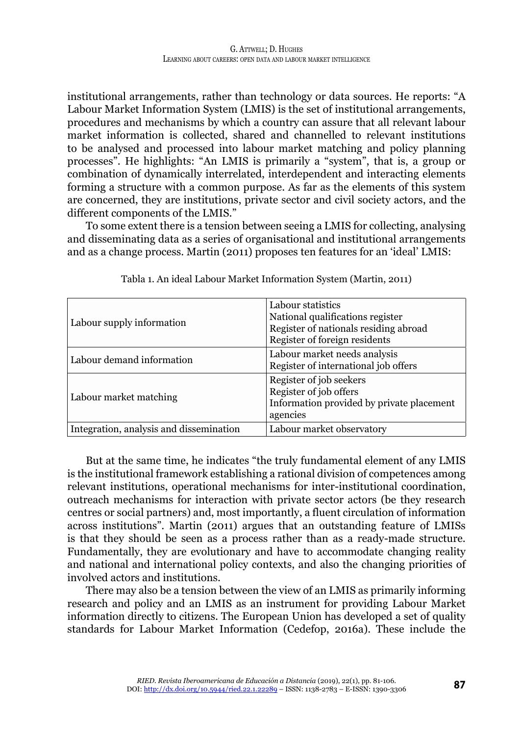institutional arrangements, rather than technology or data sources. He reports: "A Labour Market Information System (LMIS) is the set of institutional arrangements, procedures and mechanisms by which a country can assure that all relevant labour market information is collected, shared and channelled to relevant institutions to be analysed and processed into labour market matching and policy planning processes". He highlights: "An LMIS is primarily a "system", that is, a group or combination of dynamically interrelated, interdependent and interacting elements forming a structure with a common purpose. As far as the elements of this system are concerned, they are institutions, private sector and civil society actors, and the different components of the LMIS."

To some extent there is a tension between seeing a LMIS for collecting, analysing and disseminating data as a series of organisational and institutional arrangements and as a change process. Martin (2011) proposes ten features for an 'ideal' LMIS:

Tabla 1. An ideal Labour Market Information System (Martin, 2011)

| | |
|---|---|
| Labour supply information | Labour statistics<br>National qualifications register<br>Register of nationals residing abroad<br>Register of foreign residents |
| Labour demand information | Labour market needs analysis<br>Register of international job offers |
| Labour market matching | Register of job seekers<br>Register of job offers<br>Information provided by private placement agencies |
| Integration, analysis and dissemination | Labour market observatory |

But at the same time, he indicates "the truly fundamental element of any LMIS is the institutional framework establishing a rational division of competences among relevant institutions, operational mechanisms for inter-institutional coordination, outreach mechanisms for interaction with private sector actors (be they research centres or social partners) and, most importantly, a fluent circulation of information across institutions". Martin (2011) argues that an outstanding feature of LMISs is that they should be seen as a process rather than as a ready-made structure. Fundamentally, they are evolutionary and have to accommodate changing reality and national and international policy contexts, and also the changing priorities of involved actors and institutions.

There may also be a tension between the view of an LMIS as primarily informing research and policy and an LMIS as an instrument for providing Labour Market information directly to citizens. The European Union has developed a set of quality standards for Labour Market Information (Cedefop, 2016a). These include the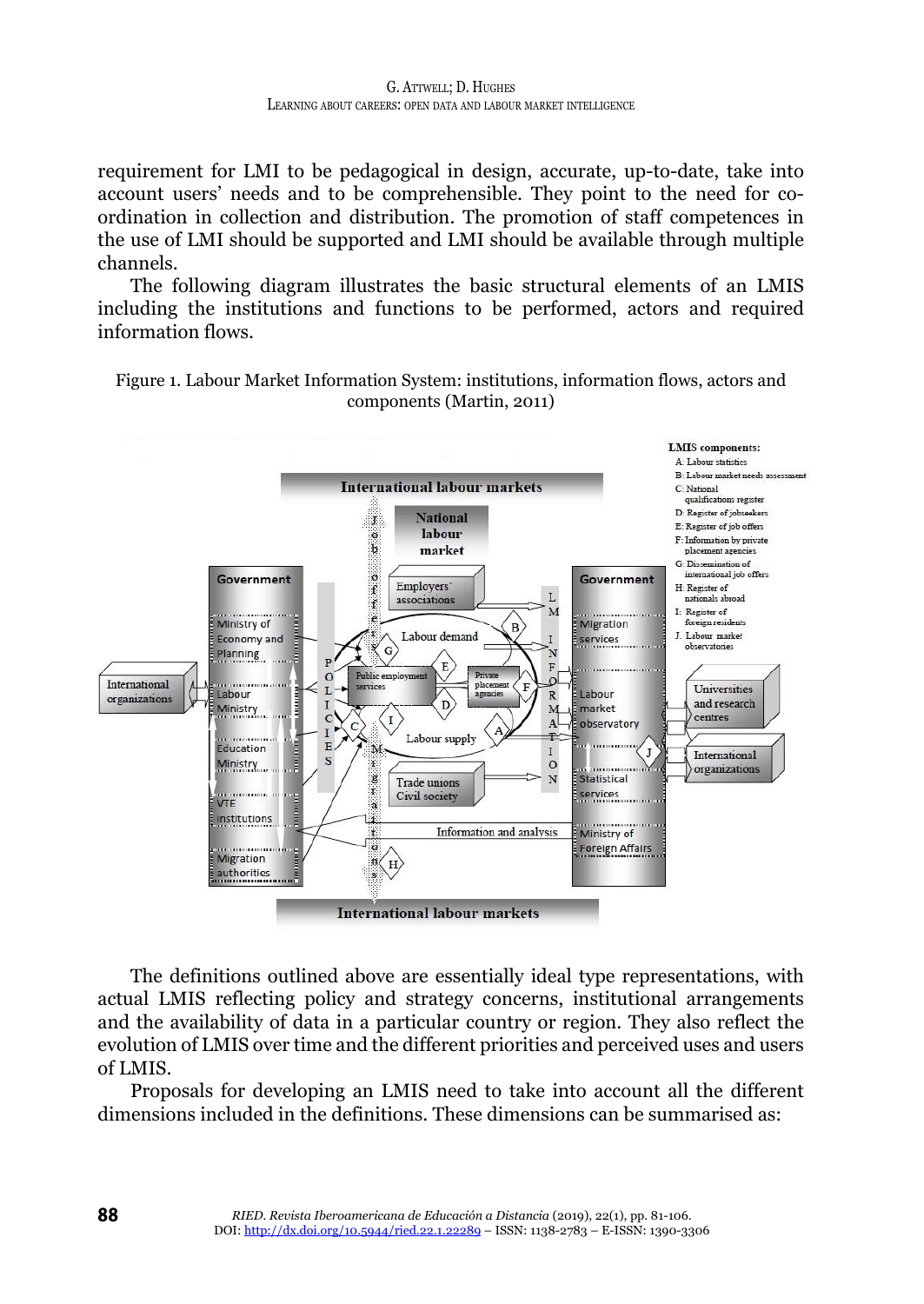requirement for LMI to be pedagogical in design, accurate, up-to-date, take into account users' needs and to be comprehensible. They point to the need for co-ordination in collection and distribution. The promotion of staff competences in the use of LMI should be supported and LMI should be available through multiple channels.

The following diagram illustrates the basic structural elements of an LMIS including the institutions and functions to be performed, actors and required information flows.

Figure 1. Labour Market Information System: institutions, information flows, actors and components (Martin, 2011)

The definitions outlined above are essentially ideal type representations, with actual LMIS reflecting policy and strategy concerns, institutional arrangements and the availability of data in a particular country or region. They also reflect the evolution of LMIS over time and the different priorities and perceived uses and users of LMIS.

Proposals for developing an LMIS need to take into account all the different dimensions included in the definitions. These dimensions can be summarised as: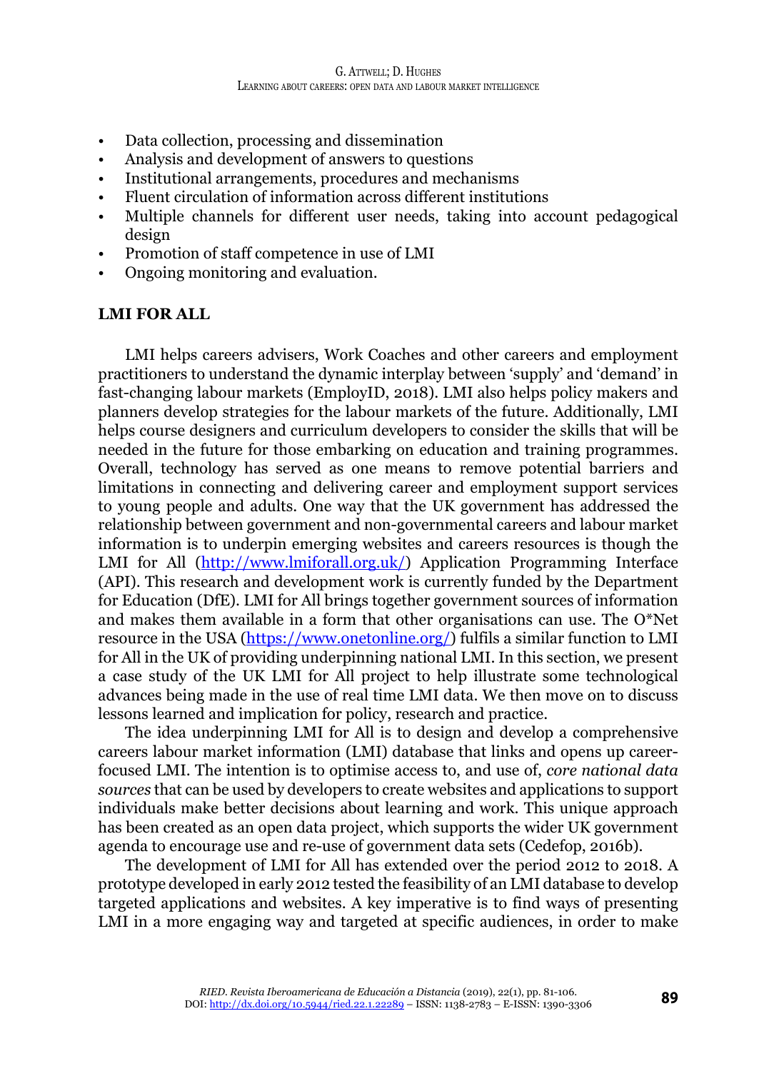- Data collection, processing and dissemination
- Analysis and development of answers to questions
- Institutional arrangements, procedures and mechanisms
- Fluent circulation of information across different institutions
- Multiple channels for different user needs, taking into account pedagogical design
- Promotion of staff competence in use of LMI
- Ongoing monitoring and evaluation.

## LMI FOR ALL

LMI helps careers advisers, Work Coaches and other careers and employment practitioners to understand the dynamic interplay between 'supply' and 'demand' in fast-changing labour markets (EmployID, 2018). LMI also helps policy makers and planners develop strategies for the labour markets of the future. Additionally, LMI helps course designers and curriculum developers to consider the skills that will be needed in the future for those embarking on education and training programmes. Overall, technology has served as one means to remove potential barriers and limitations in connecting and delivering career and employment support services to young people and adults. One way that the UK government has addressed the relationship between government and non-governmental careers and labour market information is to underpin emerging websites and careers resources is though the LMI for All (http://www.lmiforall.org.uk/) Application Programming Interface (API). This research and development work is currently funded by the Department for Education (DfE). LMI for All brings together government sources of information and makes them available in a form that other organisations can use. The O*Net resource in the USA (https://www.onetonline.org/) fulfils a similar function to LMI for All in the UK of providing underpinning national LMI. In this section, we present a case study of the UK LMI for All project to help illustrate some technological advances being made in the use of real time LMI data. We then move on to discuss lessons learned and implication for policy, research and practice.

The idea underpinning LMI for All is to design and develop a comprehensive careers labour market information (LMI) database that links and opens up career-focused LMI. The intention is to optimise access to, and use of, *core national data sources* that can be used by developers to create websites and applications to support individuals make better decisions about learning and work. This unique approach has been created as an open data project, which supports the wider UK government agenda to encourage use and re-use of government data sets (Cedefop, 2016b).

The development of LMI for All has extended over the period 2012 to 2018. A prototype developed in early 2012 tested the feasibility of an LMI database to develop targeted applications and websites. A key imperative is to find ways of presenting LMI in a more engaging way and targeted at specific audiences, in order to make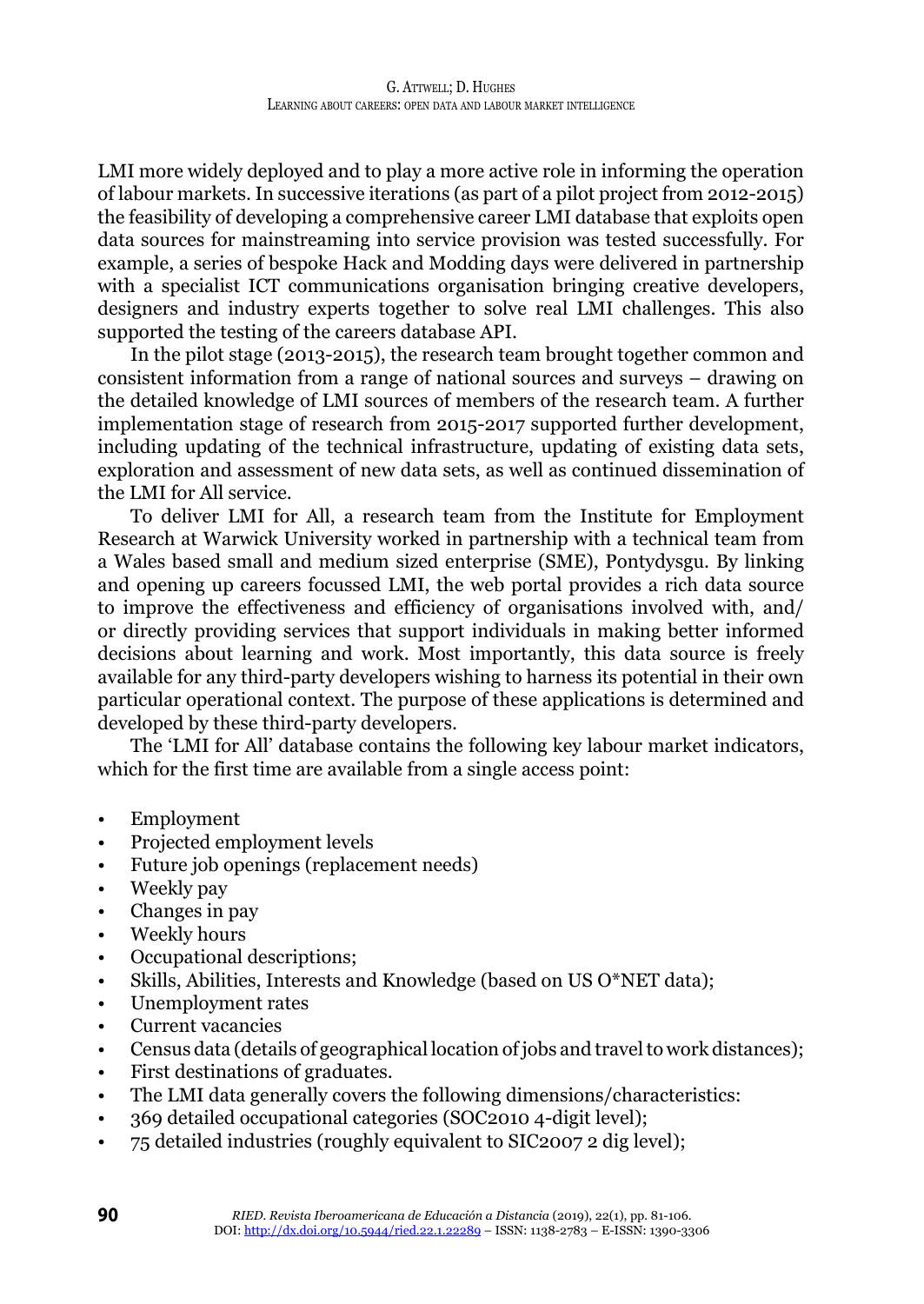LMI more widely deployed and to play a more active role in informing the operation of labour markets. In successive iterations (as part of a pilot project from 2012-2015) the feasibility of developing a comprehensive career LMI database that exploits open data sources for mainstreaming into service provision was tested successfully. For example, a series of bespoke Hack and Modding days were delivered in partnership with a specialist ICT communications organisation bringing creative developers, designers and industry experts together to solve real LMI challenges. This also supported the testing of the careers database API.

In the pilot stage (2013-2015), the research team brought together common and consistent information from a range of national sources and surveys – drawing on the detailed knowledge of LMI sources of members of the research team. A further implementation stage of research from 2015-2017 supported further development, including updating of the technical infrastructure, updating of existing data sets, exploration and assessment of new data sets, as well as continued dissemination of the LMI for All service.

To deliver LMI for All, a research team from the Institute for Employment Research at Warwick University worked in partnership with a technical team from a Wales based small and medium sized enterprise (SME), Pontydysgu. By linking and opening up careers focussed LMI, the web portal provides a rich data source to improve the effectiveness and efficiency of organisations involved with, and/or directly providing services that support individuals in making better informed decisions about learning and work. Most importantly, this data source is freely available for any third-party developers wishing to harness its potential in their own particular operational context. The purpose of these applications is determined and developed by these third-party developers.

The 'LMI for All' database contains the following key labour market indicators, which for the first time are available from a single access point:

- Employment
- Projected employment levels
- Future job openings (replacement needs)
- Weekly pay
- Changes in pay
- Weekly hours
- Occupational descriptions;
- Skills, Abilities, Interests and Knowledge (based on US O*NET data);
- Unemployment rates
- Current vacancies
- Census data (details of geographical location of jobs and travel to work distances);
- First destinations of graduates.
- The LMI data generally covers the following dimensions/characteristics:
- 369 detailed occupational categories (SOC2010 4-digit level);
- 75 detailed industries (roughly equivalent to SIC2007 2 dig level);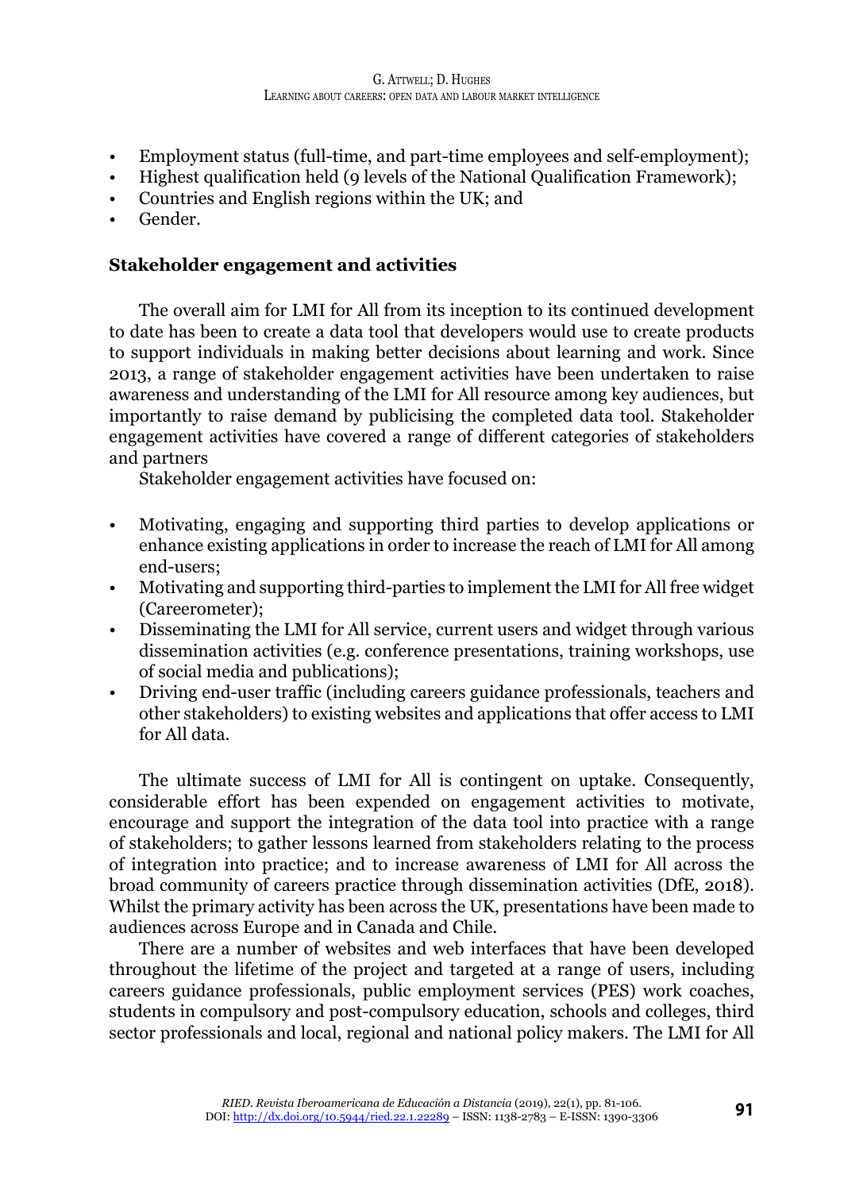- Employment status (full-time, and part-time employees and self-employment);
- Highest qualification held (9 levels of the National Qualification Framework);
- Countries and English regions within the UK; and
- Gender.

**Stakeholder engagement and activities**

The overall aim for LMI for All from its inception to its continued development to date has been to create a data tool that developers would use to create products to support individuals in making better decisions about learning and work. Since 2013, a range of stakeholder engagement activities have been undertaken to raise awareness and understanding of the LMI for All resource among key audiences, but importantly to raise demand by publicising the completed data tool. Stakeholder engagement activities have covered a range of different categories of stakeholders and partners

Stakeholder engagement activities have focused on:

- Motivating, engaging and supporting third parties to develop applications or enhance existing applications in order to increase the reach of LMI for All among end-users;
- Motivating and supporting third-parties to implement the LMI for All free widget (Careerometer);
- Disseminating the LMI for All service, current users and widget through various dissemination activities (e.g. conference presentations, training workshops, use of social media and publications);
- Driving end-user traffic (including careers guidance professionals, teachers and other stakeholders) to existing websites and applications that offer access to LMI for All data.

The ultimate success of LMI for All is contingent on uptake. Consequently, considerable effort has been expended on engagement activities to motivate, encourage and support the integration of the data tool into practice with a range of stakeholders; to gather lessons learned from stakeholders relating to the process of integration into practice; and to increase awareness of LMI for All across the broad community of careers practice through dissemination activities (DfE, 2018). Whilst the primary activity has been across the UK, presentations have been made to audiences across Europe and in Canada and Chile.

There are a number of websites and web interfaces that have been developed throughout the lifetime of the project and targeted at a range of users, including careers guidance professionals, public employment services (PES) work coaches, students in compulsory and post-compulsory education, schools and colleges, third sector professionals and local, regional and national policy makers. The LMI for All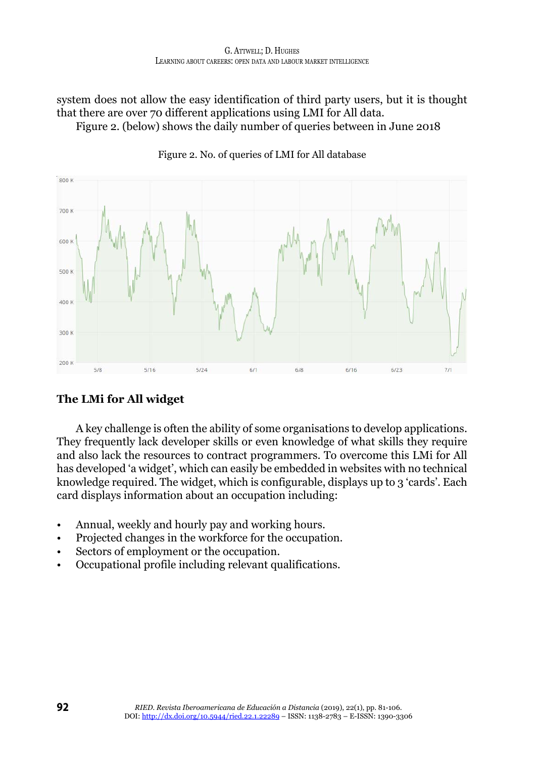system does not allow the easy identification of third party users, but it is thought that there are over 70 different applications using LMI for All data.

Figure 2. (below) shows the daily number of queries between in June 2018

Figure 2. No. of queries of LMI for All database

## The LMi for All widget

A key challenge is often the ability of some organisations to develop applications. They frequently lack developer skills or even knowledge of what skills they require and also lack the resources to contract programmers. To overcome this LMi for All has developed 'a widget', which can easily be embedded in websites with no technical knowledge required. The widget, which is configurable, displays up to 3 'cards'. Each card displays information about an occupation including:

- Annual, weekly and hourly pay and working hours.
- Projected changes in the workforce for the occupation.
- Sectors of employment or the occupation.
- Occupational profile including relevant qualifications.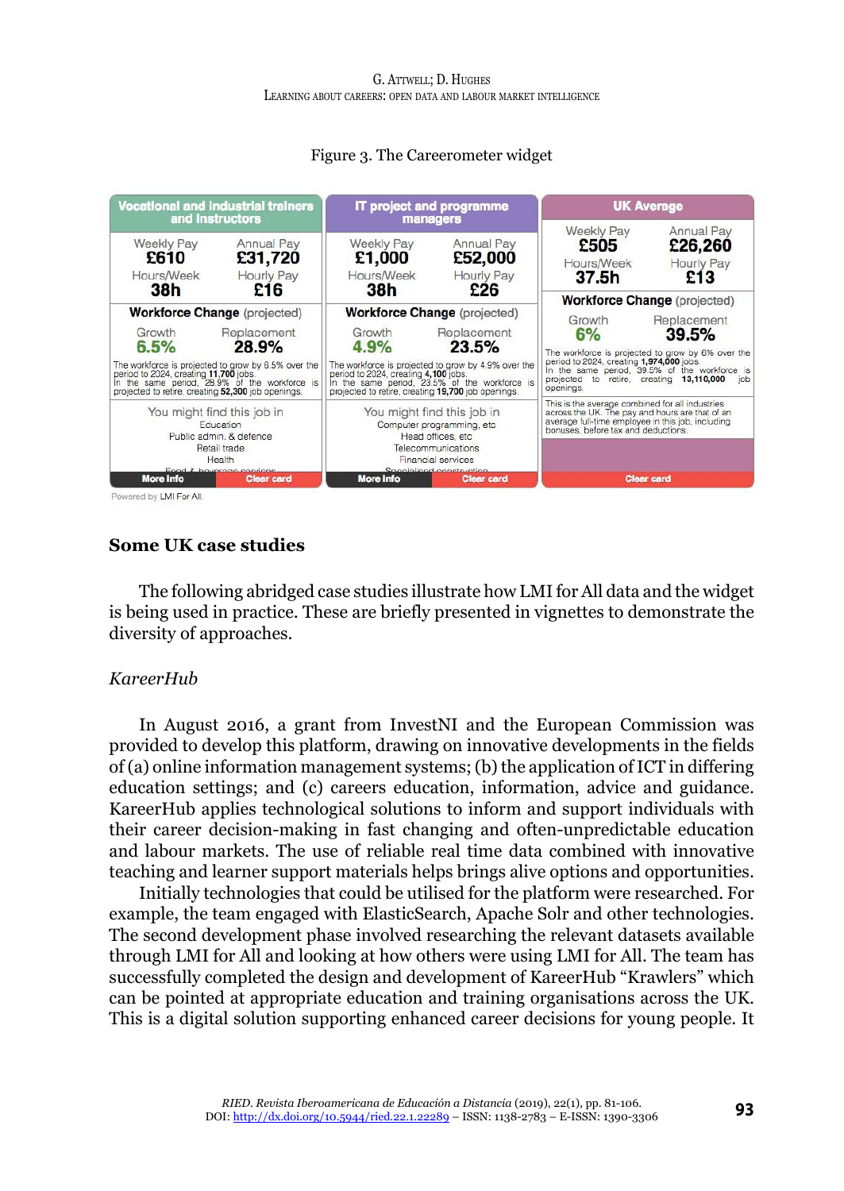Figure 3. The Careerometer widget

| Vocational and industrial trainers and instructors | IT project and programme managers | UK Average |
|---|---|---|
| Weekly Pay £610 | Weekly Pay £1,000 | Weekly Pay £505 |
| Annual Pay £31,720 | Annual Pay £52,000 | Annual Pay £26,260 |
| Hours/Week 38h | Hours/Week 38h | Hours/Week 37.5h |
| Hourly Pay £16 | Hourly Pay £26 | Hourly Pay £13 |
| **Workforce Change** (projected) | **Workforce Change** (projected) | **Workforce Change** (projected) |
| Growth 6.5% | Growth 4.9% | Growth 6% |
| Replacement 28.9% | Replacement 23.5% | Replacement 39.5% |
| The workforce is projected to grow by 6.5% over the period to 2024, creating **11,700** jobs. In the same period, 28.9% of the workforce is projected to retire, creating **52,300** job openings. | The workforce is projected to grow by 4.9% over the period to 2024, creating **4,100** jobs. In the same period, 23.5% of the workforce is projected to retire, creating **19,700** job openings. | The workforce is projected to grow by 6% over the period to 2024, creating **1,974,000** jobs. In the same period, 39.5% of the workforce is projected to retire, creating **13,110,000** job openings. |
| You might find this job in: Education, Public admin. & defence, Retail trade, Health, Food & beverage services | You might find this job in: Computer programming, etc, Head offices, etc, Telecommunications, Financial services, Specialised construction | This is the average combined for all industries across the UK. The pay and hours are that of an average full-time employee in this job, including bonuses, before tax and deductions. |
| More info / Clear card | More info / Clear card | Clear card |

Powered by LMI For All.

## Some UK case studies

The following abridged case studies illustrate how LMI for All data and the widget is being used in practice. These are briefly presented in vignettes to demonstrate the diversity of approaches.

### *KareerHub*

In August 2016, a grant from InvestNI and the European Commission was provided to develop this platform, drawing on innovative developments in the fields of (a) online information management systems; (b) the application of ICT in differing education settings; and (c) careers education, information, advice and guidance. KareerHub applies technological solutions to inform and support individuals with their career decision-making in fast changing and often-unpredictable education and labour markets. The use of reliable real time data combined with innovative teaching and learner support materials helps brings alive options and opportunities.

Initially technologies that could be utilised for the platform were researched. For example, the team engaged with ElasticSearch, Apache Solr and other technologies. The second development phase involved researching the relevant datasets available through LMI for All and looking at how others were using LMI for All. The team has successfully completed the design and development of KareerHub "Krawlers" which can be pointed at appropriate education and training organisations across the UK. This is a digital solution supporting enhanced career decisions for young people. It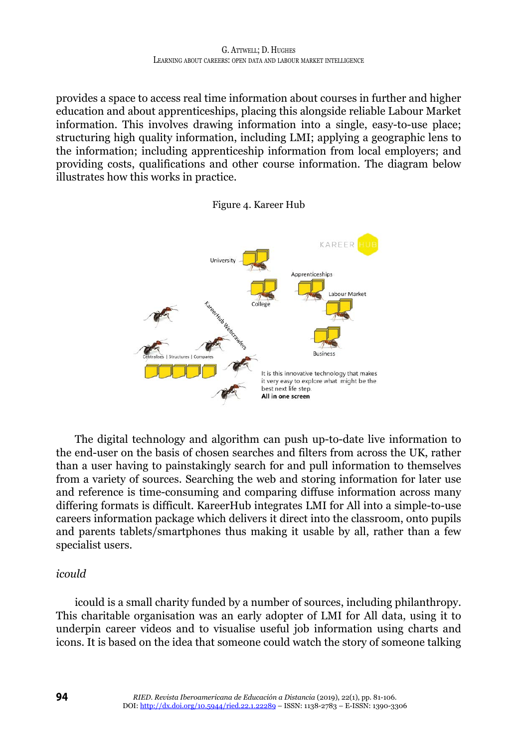provides a space to access real time information about courses in further and higher education and about apprenticeships, placing this alongside reliable Labour Market information. This involves drawing information into a single, easy-to-use place; structuring high quality information, including LMI; applying a geographic lens to the information; including apprenticeship information from local employers; and providing costs, qualifications and other course information. The diagram below illustrates how this works in practice.

Figure 4. Kareer Hub

The digital technology and algorithm can push up-to-date live information to the end-user on the basis of chosen searches and filters from across the UK, rather than a user having to painstakingly search for and pull information to themselves from a variety of sources. Searching the web and storing information for later use and reference is time-consuming and comparing diffuse information across many differing formats is difficult. KareerHub integrates LMI for All into a simple-to-use careers information package which delivers it direct into the classroom, onto pupils and parents tablets/smartphones thus making it usable by all, rather than a few specialist users.

*icould*

icould is a small charity funded by a number of sources, including philanthropy. This charitable organisation was an early adopter of LMI for All data, using it to underpin career videos and to visualise useful job information using charts and icons. It is based on the idea that someone could watch the story of someone talking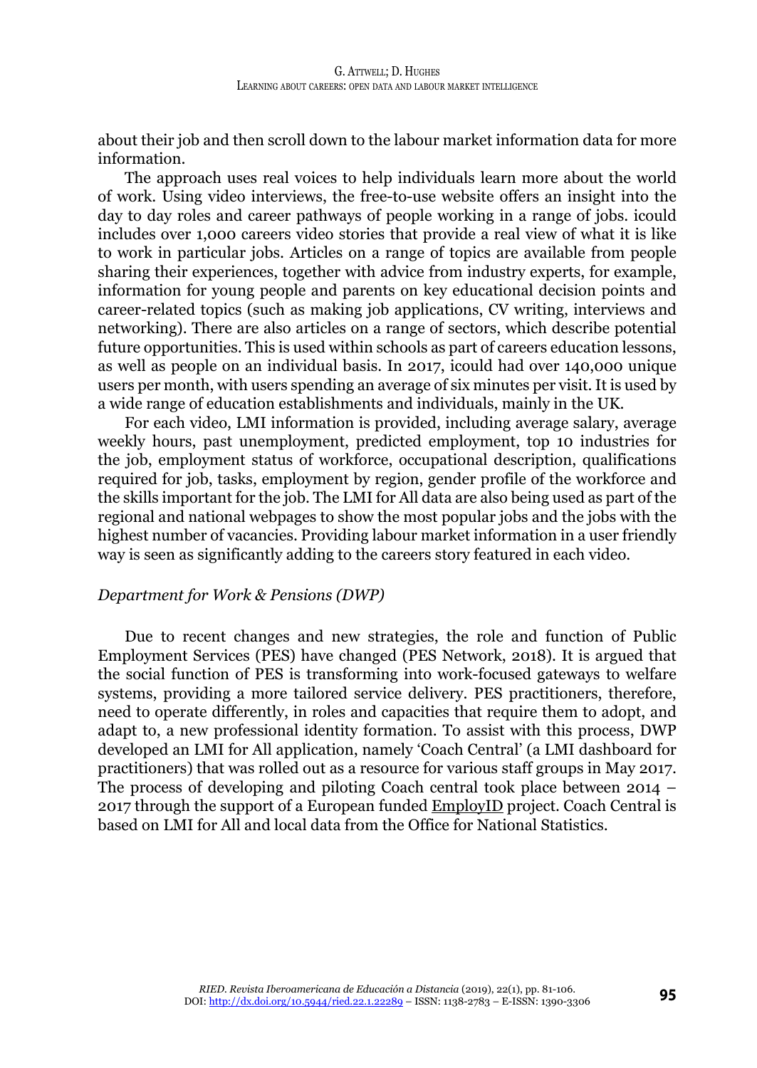about their job and then scroll down to the labour market information data for more information.

The approach uses real voices to help individuals learn more about the world of work. Using video interviews, the free-to-use website offers an insight into the day to day roles and career pathways of people working in a range of jobs. icould includes over 1,000 careers video stories that provide a real view of what it is like to work in particular jobs. Articles on a range of topics are available from people sharing their experiences, together with advice from industry experts, for example, information for young people and parents on key educational decision points and career-related topics (such as making job applications, CV writing, interviews and networking). There are also articles on a range of sectors, which describe potential future opportunities. This is used within schools as part of careers education lessons, as well as people on an individual basis. In 2017, icould had over 140,000 unique users per month, with users spending an average of six minutes per visit. It is used by a wide range of education establishments and individuals, mainly in the UK.

For each video, LMI information is provided, including average salary, average weekly hours, past unemployment, predicted employment, top 10 industries for the job, employment status of workforce, occupational description, qualifications required for job, tasks, employment by region, gender profile of the workforce and the skills important for the job. The LMI for All data are also being used as part of the regional and national webpages to show the most popular jobs and the jobs with the highest number of vacancies. Providing labour market information in a user friendly way is seen as significantly adding to the careers story featured in each video.

#### *Department for Work & Pensions (DWP)*

Due to recent changes and new strategies, the role and function of Public Employment Services (PES) have changed (PES Network, 2018). It is argued that the social function of PES is transforming into work-focused gateways to welfare systems, providing a more tailored service delivery. PES practitioners, therefore, need to operate differently, in roles and capacities that require them to adopt, and adapt to, a new professional identity formation. To assist with this process, DWP developed an LMI for All application, namely 'Coach Central' (a LMI dashboard for practitioners) that was rolled out as a resource for various staff groups in May 2017. The process of developing and piloting Coach central took place between 2014 – 2017 through the support of a European funded EmployID project. Coach Central is based on LMI for All and local data from the Office for National Statistics.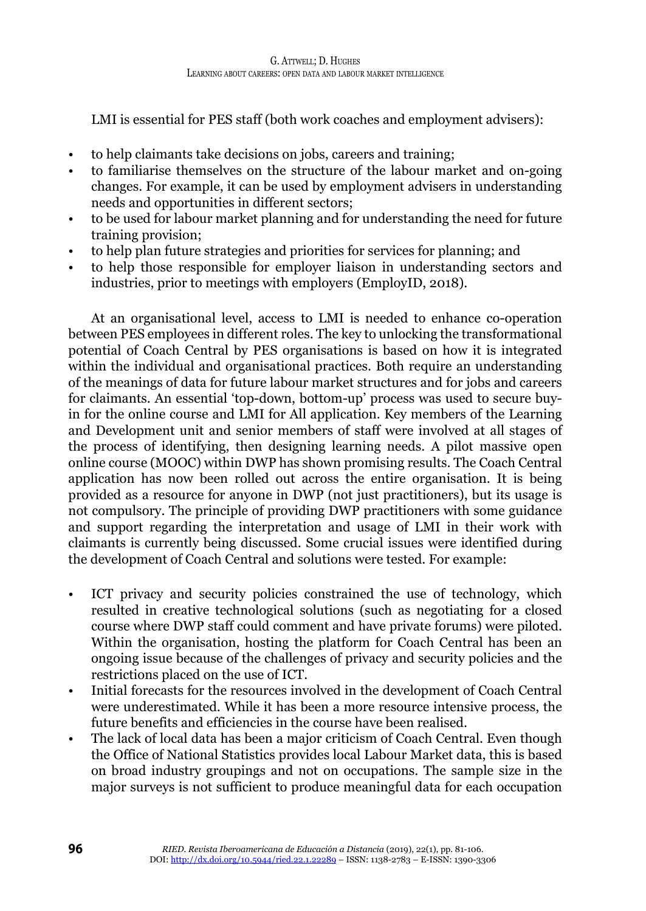LMI is essential for PES staff (both work coaches and employment advisers):

- to help claimants take decisions on jobs, careers and training;
- to familiarise themselves on the structure of the labour market and on-going changes. For example, it can be used by employment advisers in understanding needs and opportunities in different sectors;
- to be used for labour market planning and for understanding the need for future training provision;
- to help plan future strategies and priorities for services for planning; and
- to help those responsible for employer liaison in understanding sectors and industries, prior to meetings with employers (EmployID, 2018).

At an organisational level, access to LMI is needed to enhance co-operation between PES employees in different roles. The key to unlocking the transformational potential of Coach Central by PES organisations is based on how it is integrated within the individual and organisational practices. Both require an understanding of the meanings of data for future labour market structures and for jobs and careers for claimants. An essential 'top-down, bottom-up' process was used to secure buy-in for the online course and LMI for All application. Key members of the Learning and Development unit and senior members of staff were involved at all stages of the process of identifying, then designing learning needs. A pilot massive open online course (MOOC) within DWP has shown promising results. The Coach Central application has now been rolled out across the entire organisation. It is being provided as a resource for anyone in DWP (not just practitioners), but its usage is not compulsory. The principle of providing DWP practitioners with some guidance and support regarding the interpretation and usage of LMI in their work with claimants is currently being discussed. Some crucial issues were identified during the development of Coach Central and solutions were tested. For example:

- ICT privacy and security policies constrained the use of technology, which resulted in creative technological solutions (such as negotiating for a closed course where DWP staff could comment and have private forums) were piloted. Within the organisation, hosting the platform for Coach Central has been an ongoing issue because of the challenges of privacy and security policies and the restrictions placed on the use of ICT.
- Initial forecasts for the resources involved in the development of Coach Central were underestimated. While it has been a more resource intensive process, the future benefits and efficiencies in the course have been realised.
- The lack of local data has been a major criticism of Coach Central. Even though the Office of National Statistics provides local Labour Market data, this is based on broad industry groupings and not on occupations. The sample size in the major surveys is not sufficient to produce meaningful data for each occupation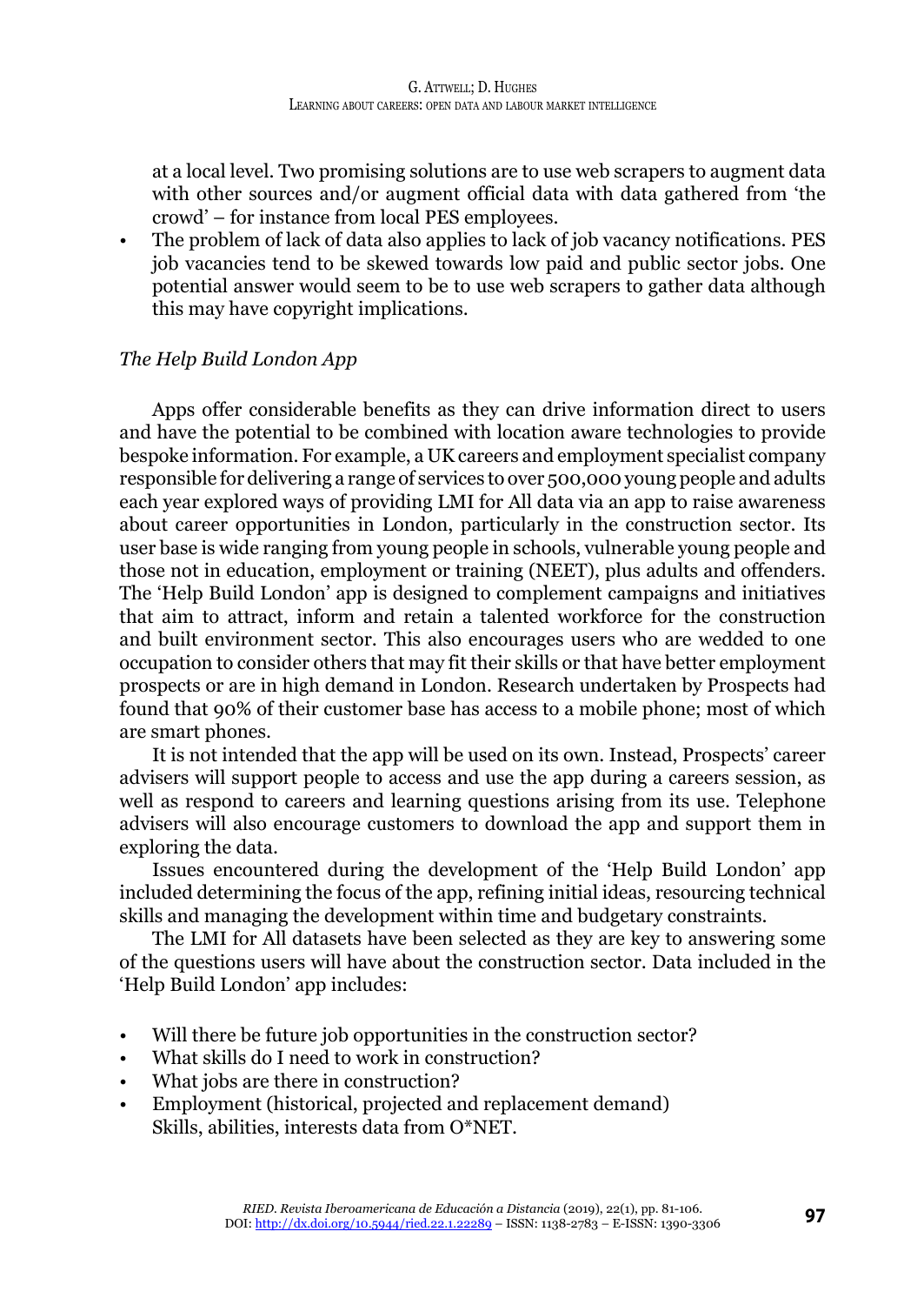at a local level. Two promising solutions are to use web scrapers to augment data with other sources and/or augment official data with data gathered from 'the crowd' – for instance from local PES employees.

- The problem of lack of data also applies to lack of job vacancy notifications. PES job vacancies tend to be skewed towards low paid and public sector jobs. One potential answer would seem to be to use web scrapers to gather data although this may have copyright implications.

*The Help Build London App*

Apps offer considerable benefits as they can drive information direct to users and have the potential to be combined with location aware technologies to provide bespoke information. For example, a UK careers and employment specialist company responsible for delivering a range of services to over 500,000 young people and adults each year explored ways of providing LMI for All data via an app to raise awareness about career opportunities in London, particularly in the construction sector. Its user base is wide ranging from young people in schools, vulnerable young people and those not in education, employment or training (NEET), plus adults and offenders. The 'Help Build London' app is designed to complement campaigns and initiatives that aim to attract, inform and retain a talented workforce for the construction and built environment sector. This also encourages users who are wedded to one occupation to consider others that may fit their skills or that have better employment prospects or are in high demand in London. Research undertaken by Prospects had found that 90% of their customer base has access to a mobile phone; most of which are smart phones.

It is not intended that the app will be used on its own. Instead, Prospects' career advisers will support people to access and use the app during a careers session, as well as respond to careers and learning questions arising from its use. Telephone advisers will also encourage customers to download the app and support them in exploring the data.

Issues encountered during the development of the 'Help Build London' app included determining the focus of the app, refining initial ideas, resourcing technical skills and managing the development within time and budgetary constraints.

The LMI for All datasets have been selected as they are key to answering some of the questions users will have about the construction sector. Data included in the 'Help Build London' app includes:

- Will there be future job opportunities in the construction sector?
- What skills do I need to work in construction?
- What jobs are there in construction?
- Employment (historical, projected and replacement demand)
  Skills, abilities, interests data from O*NET.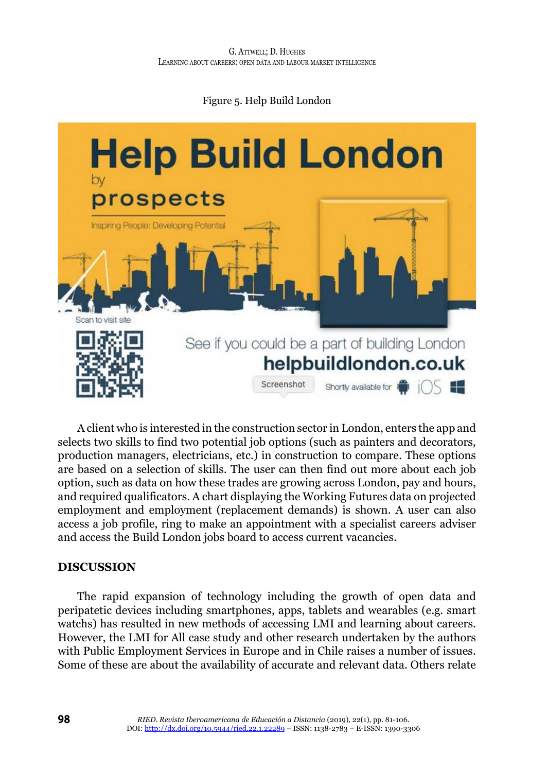Figure 5. Help Build London

A client who is interested in the construction sector in London, enters the app and selects two skills to find two potential job options (such as painters and decorators, production managers, electricians, etc.) in construction to compare. These options are based on a selection of skills. The user can then find out more about each job option, such as data on how these trades are growing across London, pay and hours, and required qualificators. A chart displaying the Working Futures data on projected employment and employment (replacement demands) is shown. A user can also access a job profile, ring to make an appointment with a specialist careers adviser and access the Build London jobs board to access current vacancies.

## DISCUSSION

The rapid expansion of technology including the growth of open data and peripatetic devices including smartphones, apps, tablets and wearables (e.g. smart watchs) has resulted in new methods of accessing LMI and learning about careers. However, the LMI for All case study and other research undertaken by the authors with Public Employment Services in Europe and in Chile raises a number of issues. Some of these are about the availability of accurate and relevant data. Others relate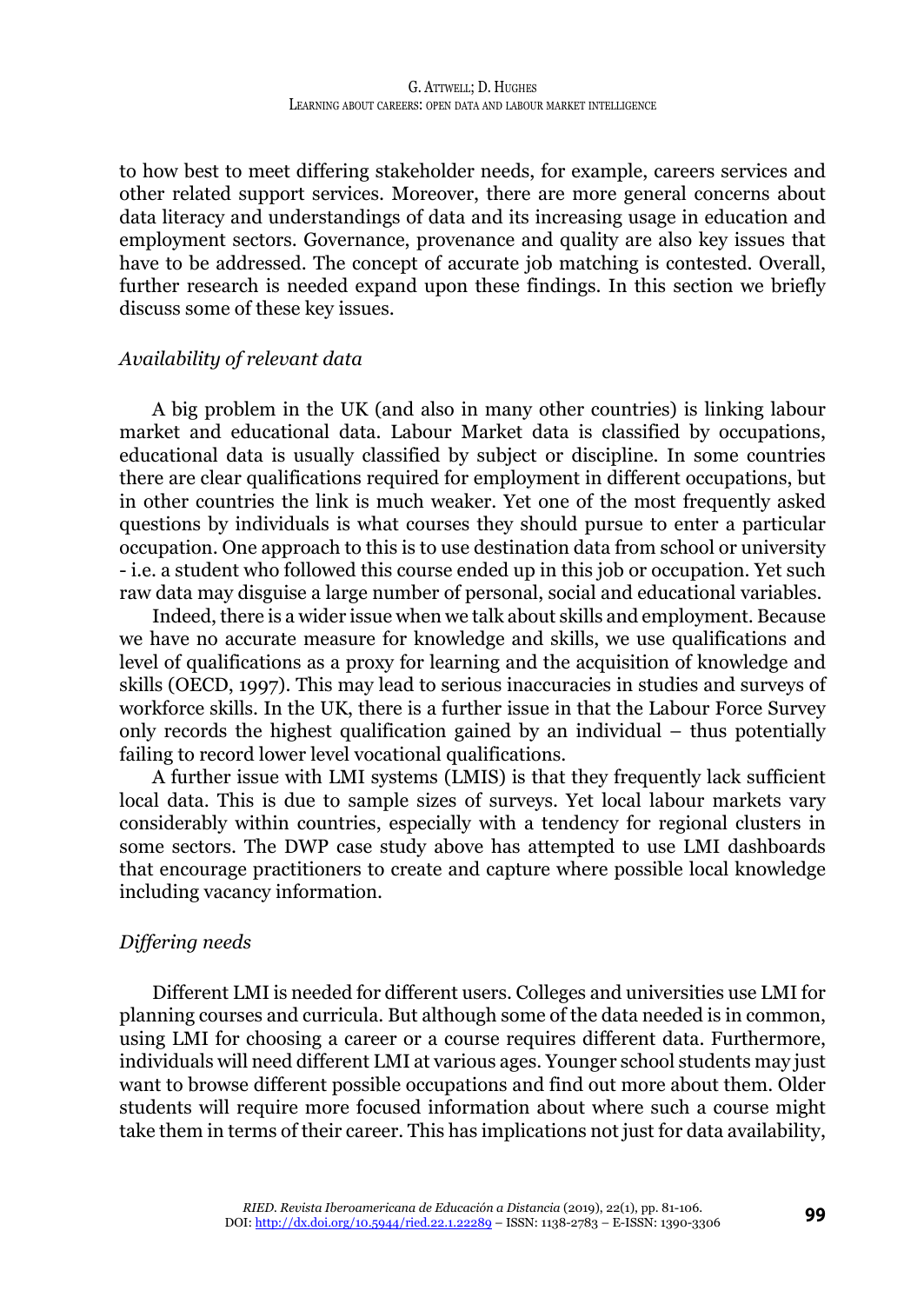to how best to meet differing stakeholder needs, for example, careers services and other related support services. Moreover, there are more general concerns about data literacy and understandings of data and its increasing usage in education and employment sectors. Governance, provenance and quality are also key issues that have to be addressed. The concept of accurate job matching is contested. Overall, further research is needed expand upon these findings. In this section we briefly discuss some of these key issues.

*Availability of relevant data*

A big problem in the UK (and also in many other countries) is linking labour market and educational data. Labour Market data is classified by occupations, educational data is usually classified by subject or discipline. In some countries there are clear qualifications required for employment in different occupations, but in other countries the link is much weaker. Yet one of the most frequently asked questions by individuals is what courses they should pursue to enter a particular occupation. One approach to this is to use destination data from school or university - i.e. a student who followed this course ended up in this job or occupation. Yet such raw data may disguise a large number of personal, social and educational variables.

Indeed, there is a wider issue when we talk about skills and employment. Because we have no accurate measure for knowledge and skills, we use qualifications and level of qualifications as a proxy for learning and the acquisition of knowledge and skills (OECD, 1997). This may lead to serious inaccuracies in studies and surveys of workforce skills. In the UK, there is a further issue in that the Labour Force Survey only records the highest qualification gained by an individual – thus potentially failing to record lower level vocational qualifications.

A further issue with LMI systems (LMIS) is that they frequently lack sufficient local data. This is due to sample sizes of surveys. Yet local labour markets vary considerably within countries, especially with a tendency for regional clusters in some sectors. The DWP case study above has attempted to use LMI dashboards that encourage practitioners to create and capture where possible local knowledge including vacancy information.

*Differing needs*

Different LMI is needed for different users. Colleges and universities use LMI for planning courses and curricula. But although some of the data needed is in common, using LMI for choosing a career or a course requires different data. Furthermore, individuals will need different LMI at various ages. Younger school students may just want to browse different possible occupations and find out more about them. Older students will require more focused information about where such a course might take them in terms of their career. This has implications not just for data availability,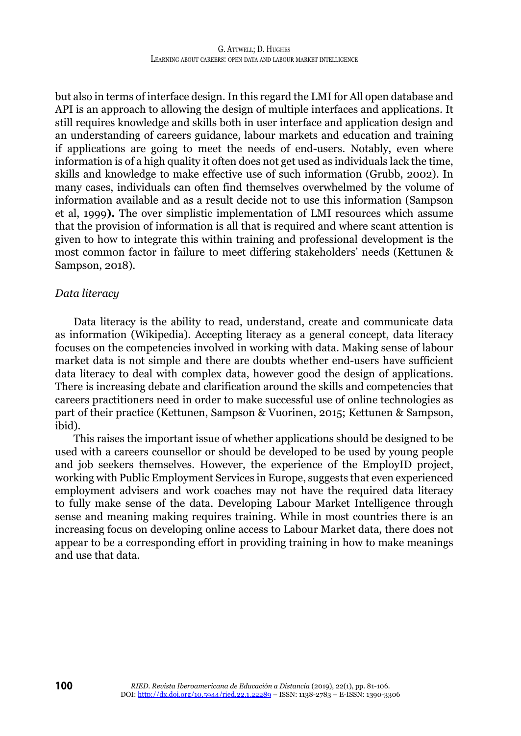but also in terms of interface design. In this regard the LMI for All open database and API is an approach to allowing the design of multiple interfaces and applications. It still requires knowledge and skills both in user interface and application design and an understanding of careers guidance, labour markets and education and training if applications are going to meet the needs of end-users. Notably, even where information is of a high quality it often does not get used as individuals lack the time, skills and knowledge to make effective use of such information (Grubb, 2002). In many cases, individuals can often find themselves overwhelmed by the volume of information available and as a result decide not to use this information (Sampson et al, 1999**).** The over simplistic implementation of LMI resources which assume that the provision of information is all that is required and where scant attention is given to how to integrate this within training and professional development is the most common factor in failure to meet differing stakeholders' needs (Kettunen & Sampson, 2018).

*Data literacy*

Data literacy is the ability to read, understand, create and communicate data as information (Wikipedia). Accepting literacy as a general concept, data literacy focuses on the competencies involved in working with data. Making sense of labour market data is not simple and there are doubts whether end-users have sufficient data literacy to deal with complex data, however good the design of applications. There is increasing debate and clarification around the skills and competencies that careers practitioners need in order to make successful use of online technologies as part of their practice (Kettunen, Sampson & Vuorinen, 2015; Kettunen & Sampson, ibid).

This raises the important issue of whether applications should be designed to be used with a careers counsellor or should be developed to be used by young people and job seekers themselves. However, the experience of the EmployID project, working with Public Employment Services in Europe, suggests that even experienced employment advisers and work coaches may not have the required data literacy to fully make sense of the data. Developing Labour Market Intelligence through sense and meaning making requires training. While in most countries there is an increasing focus on developing online access to Labour Market data, there does not appear to be a corresponding effort in providing training in how to make meanings and use that data.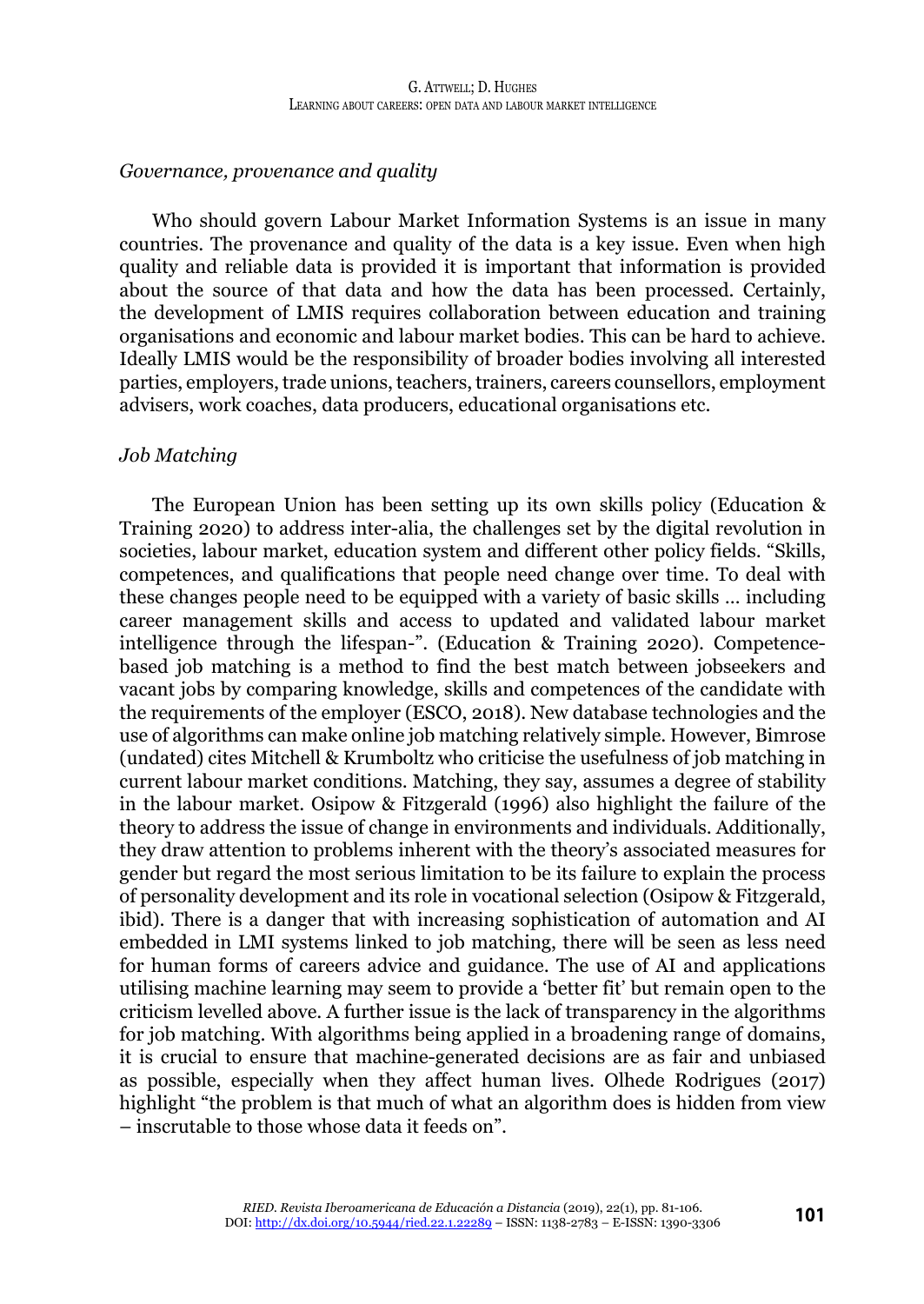*Governance, provenance and quality*

Who should govern Labour Market Information Systems is an issue in many countries. The provenance and quality of the data is a key issue. Even when high quality and reliable data is provided it is important that information is provided about the source of that data and how the data has been processed. Certainly, the development of LMIS requires collaboration between education and training organisations and economic and labour market bodies. This can be hard to achieve. Ideally LMIS would be the responsibility of broader bodies involving all interested parties, employers, trade unions, teachers, trainers, careers counsellors, employment advisers, work coaches, data producers, educational organisations etc.

*Job Matching*

The European Union has been setting up its own skills policy (Education & Training 2020) to address inter-alia, the challenges set by the digital revolution in societies, labour market, education system and different other policy fields. "Skills, competences, and qualifications that people need change over time. To deal with these changes people need to be equipped with a variety of basic skills … including career management skills and access to updated and validated labour market intelligence through the lifespan-". (Education & Training 2020). Competence-based job matching is a method to find the best match between jobseekers and vacant jobs by comparing knowledge, skills and competences of the candidate with the requirements of the employer (ESCO, 2018). New database technologies and the use of algorithms can make online job matching relatively simple. However, Bimrose (undated) cites Mitchell & Krumboltz who criticise the usefulness of job matching in current labour market conditions. Matching, they say, assumes a degree of stability in the labour market. Osipow & Fitzgerald (1996) also highlight the failure of the theory to address the issue of change in environments and individuals. Additionally, they draw attention to problems inherent with the theory's associated measures for gender but regard the most serious limitation to be its failure to explain the process of personality development and its role in vocational selection (Osipow & Fitzgerald, ibid). There is a danger that with increasing sophistication of automation and AI embedded in LMI systems linked to job matching, there will be seen as less need for human forms of careers advice and guidance. The use of AI and applications utilising machine learning may seem to provide a 'better fit' but remain open to the criticism levelled above. A further issue is the lack of transparency in the algorithms for job matching. With algorithms being applied in a broadening range of domains, it is crucial to ensure that machine-generated decisions are as fair and unbiased as possible, especially when they affect human lives. Olhede Rodrigues (2017) highlight "the problem is that much of what an algorithm does is hidden from view – inscrutable to those whose data it feeds on".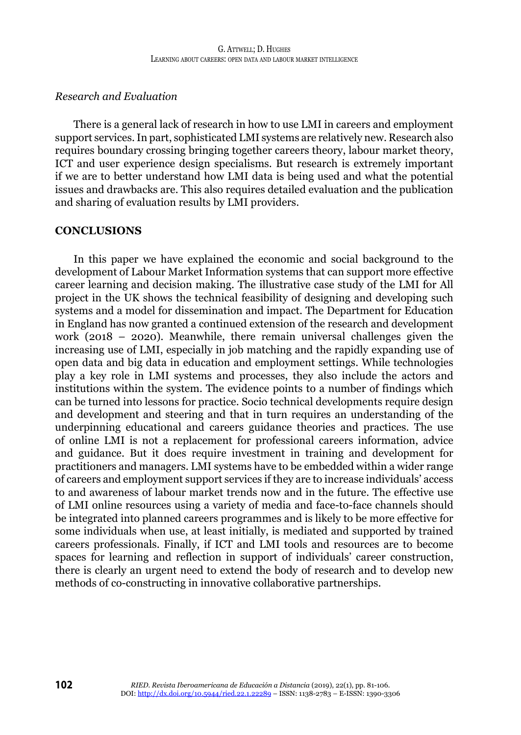*Research and Evaluation*

There is a general lack of research in how to use LMI in careers and employment support services. In part, sophisticated LMI systems are relatively new. Research also requires boundary crossing bringing together careers theory, labour market theory, ICT and user experience design specialisms. But research is extremely important if we are to better understand how LMI data is being used and what the potential issues and drawbacks are. This also requires detailed evaluation and the publication and sharing of evaluation results by LMI providers.

## CONCLUSIONS

In this paper we have explained the economic and social background to the development of Labour Market Information systems that can support more effective career learning and decision making. The illustrative case study of the LMI for All project in the UK shows the technical feasibility of designing and developing such systems and a model for dissemination and impact. The Department for Education in England has now granted a continued extension of the research and development work (2018 – 2020). Meanwhile, there remain universal challenges given the increasing use of LMI, especially in job matching and the rapidly expanding use of open data and big data in education and employment settings. While technologies play a key role in LMI systems and processes, they also include the actors and institutions within the system. The evidence points to a number of findings which can be turned into lessons for practice. Socio technical developments require design and development and steering and that in turn requires an understanding of the underpinning educational and careers guidance theories and practices. The use of online LMI is not a replacement for professional careers information, advice and guidance. But it does require investment in training and development for practitioners and managers. LMI systems have to be embedded within a wider range of careers and employment support services if they are to increase individuals' access to and awareness of labour market trends now and in the future. The effective use of LMI online resources using a variety of media and face-to-face channels should be integrated into planned careers programmes and is likely to be more effective for some individuals when use, at least initially, is mediated and supported by trained careers professionals. Finally, if ICT and LMI tools and resources are to become spaces for learning and reflection in support of individuals' career construction, there is clearly an urgent need to extend the body of research and to develop new methods of co-constructing in innovative collaborative partnerships.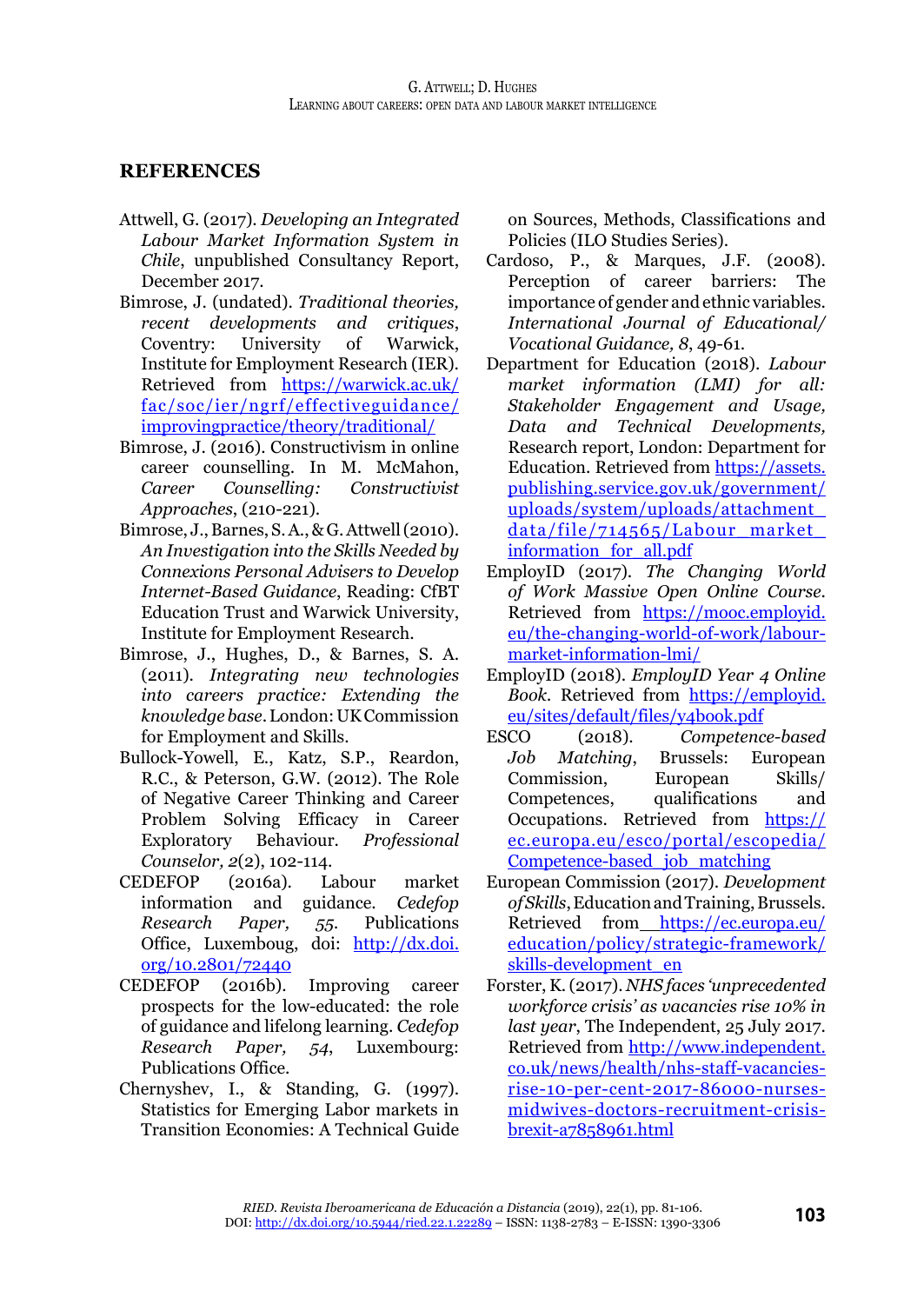## REFERENCES

Attwell, G. (2017). *Developing an Integrated Labour Market Information System in Chile*, unpublished Consultancy Report, December 2017.

Bimrose, J. (undated). *Traditional theories, recent developments and critiques*, Coventry: University of Warwick, Institute for Employment Research (IER). Retrieved from https://warwick.ac.uk/fac/soc/ier/ngrf/effectiveguidance/improvingpractice/theory/traditional/

Bimrose, J. (2016). Constructivism in online career counselling. In M. McMahon, *Career Counselling: Constructivist Approaches*, (210-221).

Bimrose, J., Barnes, S. A., & G. Attwell (2010). *An Investigation into the Skills Needed by Connexions Personal Advisers to Develop Internet-Based Guidance*, Reading: CfBT Education Trust and Warwick University, Institute for Employment Research.

Bimrose, J., Hughes, D., & Barnes, S. A. (2011). *Integrating new technologies into careers practice: Extending the knowledge base*. London: UK Commission for Employment and Skills.

Bullock-Yowell, E., Katz, S.P., Reardon, R.C., & Peterson, G.W. (2012). The Role of Negative Career Thinking and Career Problem Solving Efficacy in Career Exploratory Behaviour. *Professional Counselor, 2*(2), 102-114.

CEDEFOP (2016a). Labour market information and guidance. *Cedefop Research Paper, 55*. Publications Office, Luxemboug, doi: http://dx.doi.org/10.2801/72440

CEDEFOP (2016b). Improving career prospects for the low-educated: the role of guidance and lifelong learning. *Cedefop Research Paper, 54*, Luxembourg: Publications Office.

Chernyshev, I., & Standing, G. (1997). Statistics for Emerging Labor markets in Transition Economies: A Technical Guide on Sources, Methods, Classifications and Policies (ILO Studies Series).

Cardoso, P., & Marques, J.F. (2008). Perception of career barriers: The importance of gender and ethnic variables. *International Journal of Educational/Vocational Guidance, 8*, 49-61.

Department for Education (2018). *Labour market information (LMI) for all: Stakeholder Engagement and Usage, Data and Technical Developments*, Research report, London: Department for Education. Retrieved from https://assets.publishing.service.gov.uk/government/uploads/system/uploads/attachment_data/file/714565/Labour_market_information_for_all.pdf

EmployID (2017). *The Changing World of Work Massive Open Online Course*. Retrieved from https://mooc.employid.eu/the-changing-world-of-work/labour-market-information-lmi/

EmployID (2018). *EmployID Year 4 Online Book*. Retrieved from https://employid.eu/sites/default/files/y4book.pdf

ESCO (2018). *Competence-based Job Matching*, Brussels: European Commission, European Skills/Competences, qualifications and Occupations. Retrieved from https://ec.europa.eu/esco/portal/escopedia/Competence-based_job_matching

European Commission (2017). *Development of Skills*, Education and Training, Brussels. Retrieved from https://ec.europa.eu/education/policy/strategic-framework/skills-development_en

Forster, K. (2017). *NHS faces 'unprecedented workforce crisis' as vacancies rise 10% in last year*, The Independent, 25 July 2017. Retrieved from http://www.independent.co.uk/news/health/nhs-staff-vacancies-rise-10-per-cent-2017-86000-nurses-midwives-doctors-recruitment-crisis-brexit-a7858961.html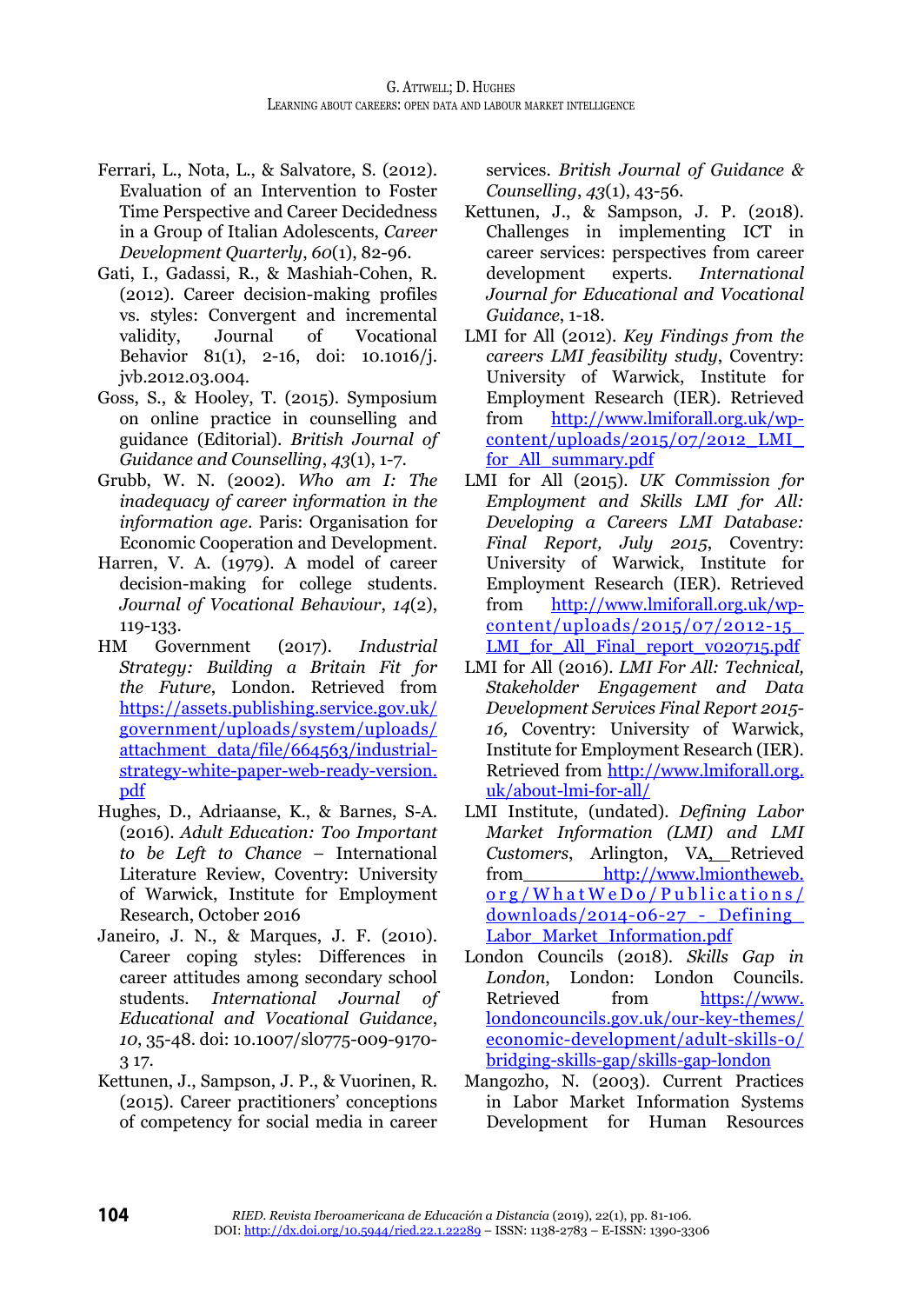Ferrari, L., Nota, L., & Salvatore, S. (2012). Evaluation of an Intervention to Foster Time Perspective and Career Decidedness in a Group of Italian Adolescents, *Career Development Quarterly*, *60*(1), 82-96.

Gati, I., Gadassi, R., & Mashiah-Cohen, R. (2012). Career decision-making profiles vs. styles: Convergent and incremental validity, Journal of Vocational Behavior 81(1), 2-16, doi: 10.1016/j.jvb.2012.03.004.

Goss, S., & Hooley, T. (2015). Symposium on online practice in counselling and guidance (Editorial). *British Journal of Guidance and Counselling*, *43*(1), 1-7.

Grubb, W. N. (2002). *Who am I: The inadequacy of career information in the information age*. Paris: Organisation for Economic Cooperation and Development.

Harren, V. A. (1979). A model of career decision-making for college students. *Journal of Vocational Behaviour*, *14*(2), 119-133.

HM Government (2017). *Industrial Strategy: Building a Britain Fit for the Future*, London. Retrieved from https://assets.publishing.service.gov.uk/government/uploads/system/uploads/attachment_data/file/664563/industrial-strategy-white-paper-web-ready-version.pdf

Hughes, D., Adriaanse, K., & Barnes, S-A. (2016). *Adult Education: Too Important to be Left to Chance* – International Literature Review, Coventry: University of Warwick, Institute for Employment Research, October 2016

Janeiro, J. N., & Marques, J. F. (2010). Career coping styles: Differences in career attitudes among secondary school students. *International Journal of Educational and Vocational Guidance*, *10*, 35-48. doi: 10.1007/sl0775-009-9170-3 17.

Kettunen, J., Sampson, J. P., & Vuorinen, R. (2015). Career practitioners' conceptions of competency for social media in career services. *British Journal of Guidance & Counselling*, *43*(1), 43-56.

Kettunen, J., & Sampson, J. P. (2018). Challenges in implementing ICT in career services: perspectives from career development experts. *International Journal for Educational and Vocational Guidance*, 1-18.

LMI for All (2012). *Key Findings from the careers LMI feasibility study*, Coventry: University of Warwick, Institute for Employment Research (IER). Retrieved from http://www.lmiforall.org.uk/wp-content/uploads/2015/07/2012_LMI_for_All_summary.pdf

LMI for All (2015). *UK Commission for Employment and Skills LMI for All: Developing a Careers LMI Database: Final Report, July 2015*, Coventry: University of Warwick, Institute for Employment Research (IER). Retrieved from http://www.lmiforall.org.uk/wp-content/uploads/2015/07/2012-15_LMI_for_All_Final_report_v020715.pdf

LMI for All (2016). *LMI For All: Technical, Stakeholder Engagement and Data Development Services Final Report 2015-16,* Coventry: University of Warwick, Institute for Employment Research (IER). Retrieved from http://www.lmiforall.org.uk/about-lmi-for-all/

LMI Institute, (undated). *Defining Labor Market Information (LMI) and LMI Customers*, Arlington, VA, Retrieved from http://www.lmiontheweb.org/WhatWeDo/Publications/downloads/2014-06-27_-_Defining_Labor_Market_Information.pdf

London Councils (2018). *Skills Gap in London*, London: London Councils. Retrieved from https://www.londoncouncils.gov.uk/our-key-themes/economic-development/adult-skills-0/bridging-skills-gap/skills-gap-london

Mangozho, N. (2003). Current Practices in Labor Market Information Systems Development for Human Resources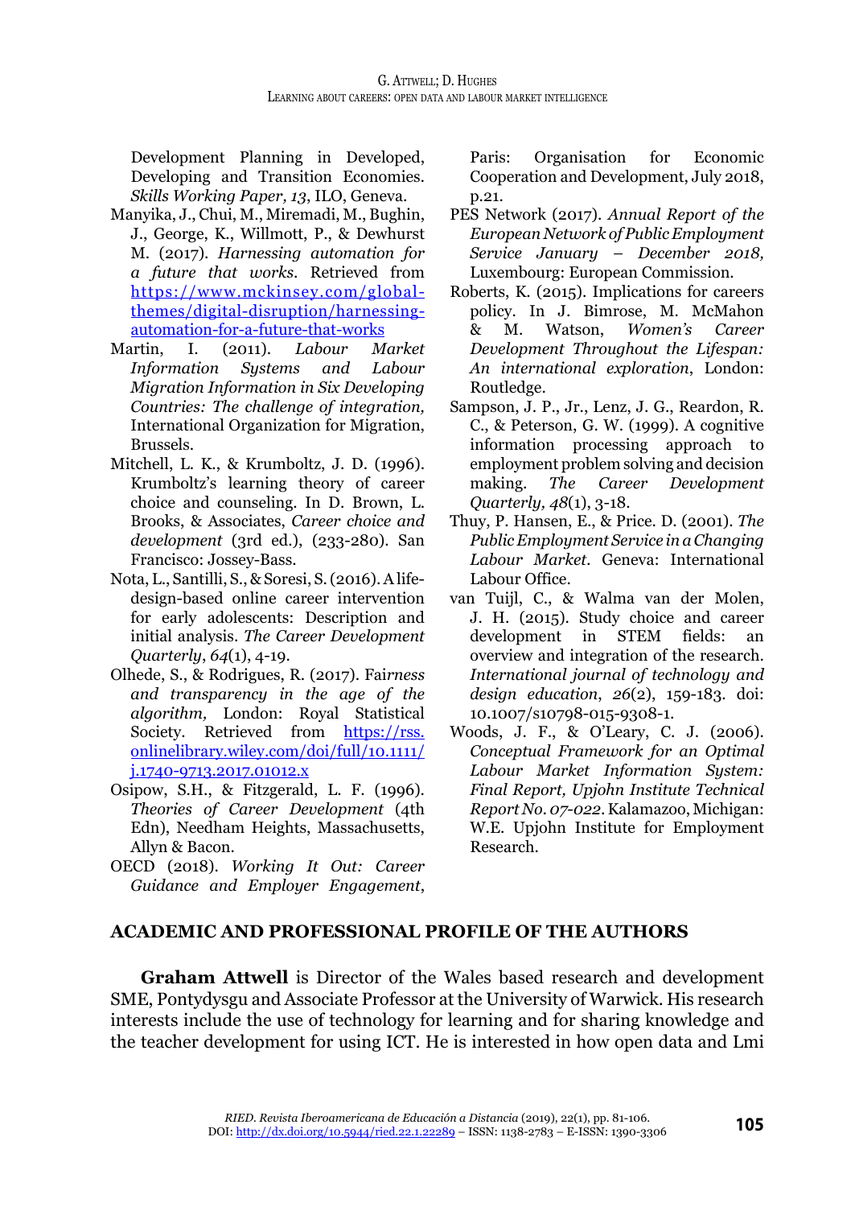Development Planning in Developed, Developing and Transition Economies. *Skills Working Paper, 13*, ILO, Geneva.

Manyika, J., Chui, M., Miremadi, M., Bughin, J., George, K., Willmott, P., & Dewhurst M. (2017). *Harnessing automation for a future that works*. Retrieved from https://www.mckinsey.com/global-themes/digital-disruption/harnessing-automation-for-a-future-that-works

Martin, I. (2011). *Labour Market Information Systems and Labour Migration Information in Six Developing Countries: The challenge of integration,* International Organization for Migration, Brussels.

Mitchell, L. K., & Krumboltz, J. D. (1996). Krumboltz's learning theory of career choice and counseling. In D. Brown, L. Brooks, & Associates, *Career choice and development* (3rd ed.), (233-280). San Francisco: Jossey-Bass.

Nota, L., Santilli, S., & Soresi, S. (2016). A life-design-based online career intervention for early adolescents: Description and initial analysis. *The Career Development Quarterly*, *64*(1), 4-19.

Olhede, S., & Rodrigues, R. (2017). Fai*rness and transparency in the age of the algorithm,* London: Royal Statistical Society. Retrieved from https://rss.onlinelibrary.wiley.com/doi/full/10.1111/j.1740-9713.2017.01012.x

Osipow, S.H., & Fitzgerald, L. F. (1996). *Theories of Career Development* (4th Edn), Needham Heights, Massachusetts, Allyn & Bacon.

OECD (2018). *Working It Out: Career Guidance and Employer Engagement*, Paris: Organisation for Economic Cooperation and Development, July 2018, p.21.

PES Network (2017). *Annual Report of the European Network of Public Employment Service January – December 2018,* Luxembourg: European Commission.

Roberts, K. (2015). Implications for careers policy. In J. Bimrose, M. McMahon & M. Watson, *Women's Career Development Throughout the Lifespan: An international exploration*, London: Routledge.

Sampson, J. P., Jr., Lenz, J. G., Reardon, R. C., & Peterson, G. W. (1999). A cognitive information processing approach to employment problem solving and decision making. *The Career Development Quarterly, 48*(1), 3-18.

Thuy, P. Hansen, E., & Price. D. (2001). *The Public Employment Service in a Changing Labour Market*. Geneva: International Labour Office.

van Tuijl, C., & Walma van der Molen, J. H. (2015). Study choice and career development in STEM fields: an overview and integration of the research. *International journal of technology and design education*, *26*(2), 159-183. doi: 10.1007/s10798-015-9308-1.

Woods, J. F., & O'Leary, C. J. (2006). *Conceptual Framework for an Optimal Labour Market Information System: Final Report, Upjohn Institute Technical Report No. 07-022*. Kalamazoo, Michigan: W.E. Upjohn Institute for Employment Research.

## ACADEMIC AND PROFESSIONAL PROFILE OF THE AUTHORS

**Graham Attwell** is Director of the Wales based research and development SME, Pontydysgu and Associate Professor at the University of Warwick. His research interests include the use of technology for learning and for sharing knowledge and the teacher development for using ICT. He is interested in how open data and Lmi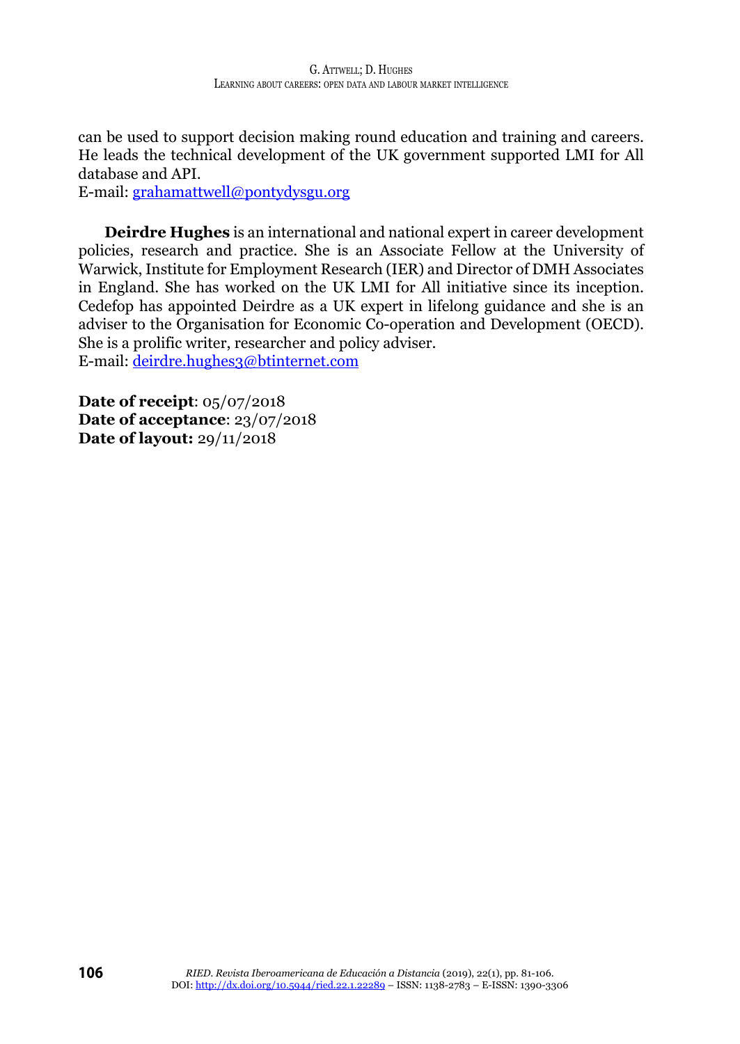can be used to support decision making round education and training and careers. He leads the technical development of the UK government supported LMI for All database and API.
E-mail: grahamattwell@pontydysgu.org

**Deirdre Hughes** is an international and national expert in career development policies, research and practice. She is an Associate Fellow at the University of Warwick, Institute for Employment Research (IER) and Director of DMH Associates in England. She has worked on the UK LMI for All initiative since its inception. Cedefop has appointed Deirdre as a UK expert in lifelong guidance and she is an adviser to the Organisation for Economic Co-operation and Development (OECD). She is a prolific writer, researcher and policy adviser.
E-mail: deirdre.hughes3@btinternet.com

**Date of receipt**: 05/07/2018
**Date of acceptance**: 23/07/2018
**Date of layout:** 29/11/2018